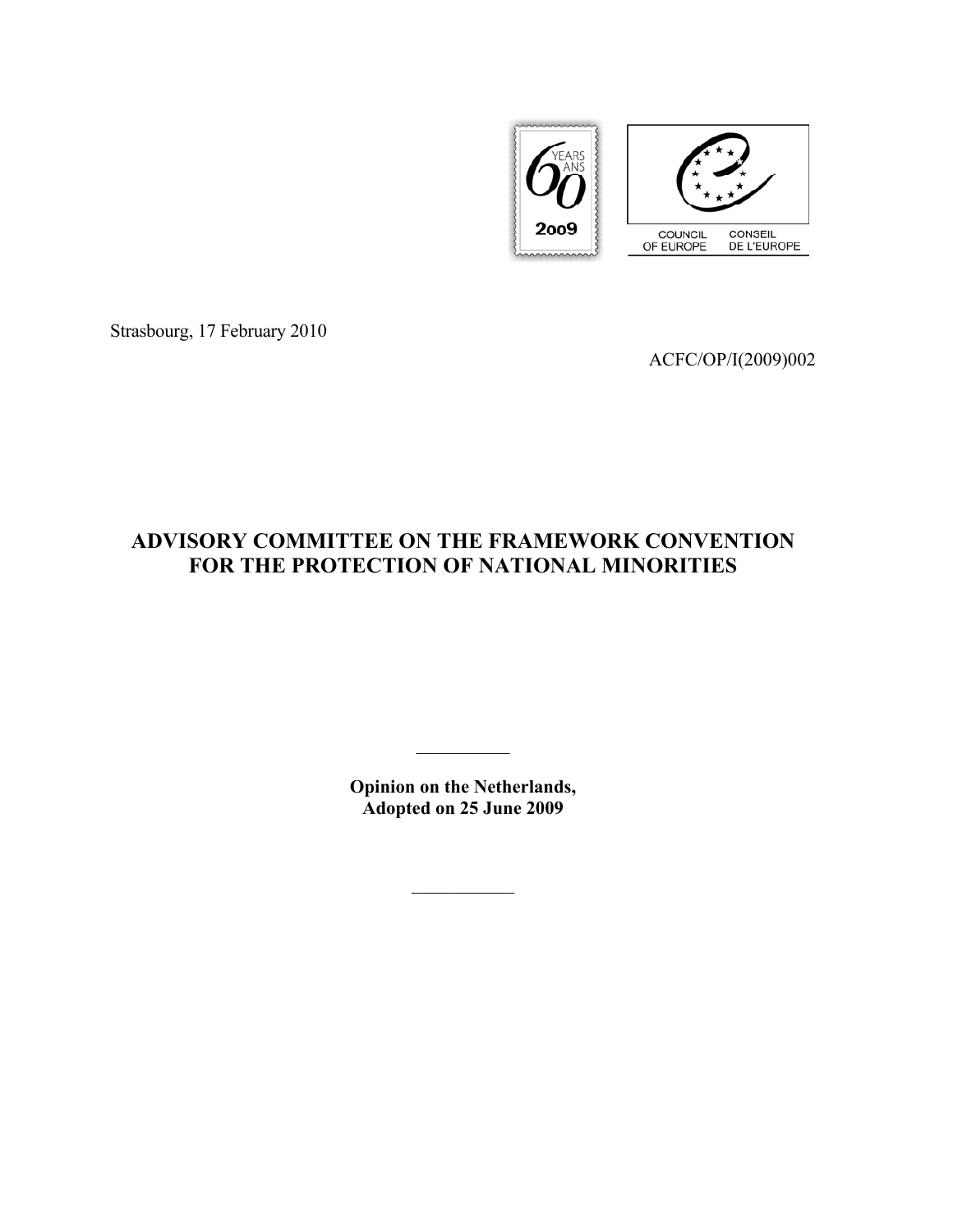Strasbourg, 17 February 2010

ACFC/OP/I(2009)002

# ADVISORY COMMITTEE ON THE FRAMEWORK CONVENTION FOR THE PROTECTION OF NATIONAL MINORITIES

**Opinion on the Netherlands,**
**Adopted on 25 June 2009**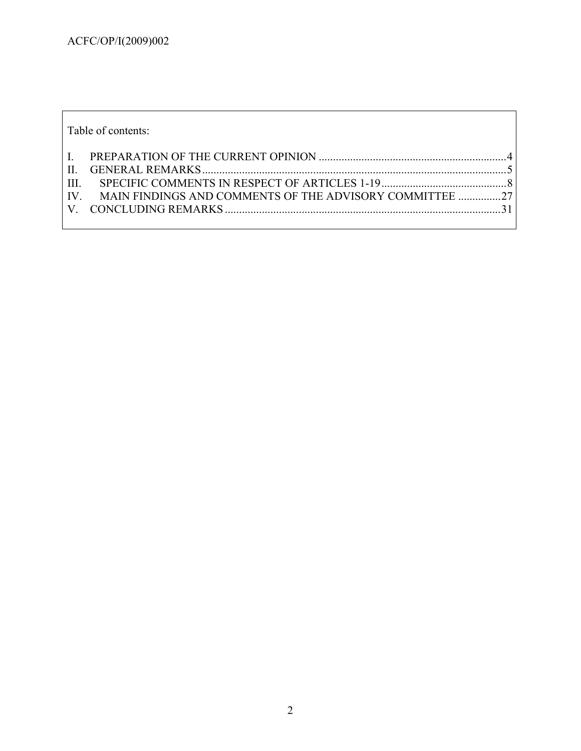Table of contents:

I. PREPARATION OF THE CURRENT OPINION .....4
II. GENERAL REMARKS .....5
III. SPECIFIC COMMENTS IN RESPECT OF ARTICLES 1-19 .....8
IV. MAIN FINDINGS AND COMMENTS OF THE ADVISORY COMMITTEE .....27
V. CONCLUDING REMARKS .....31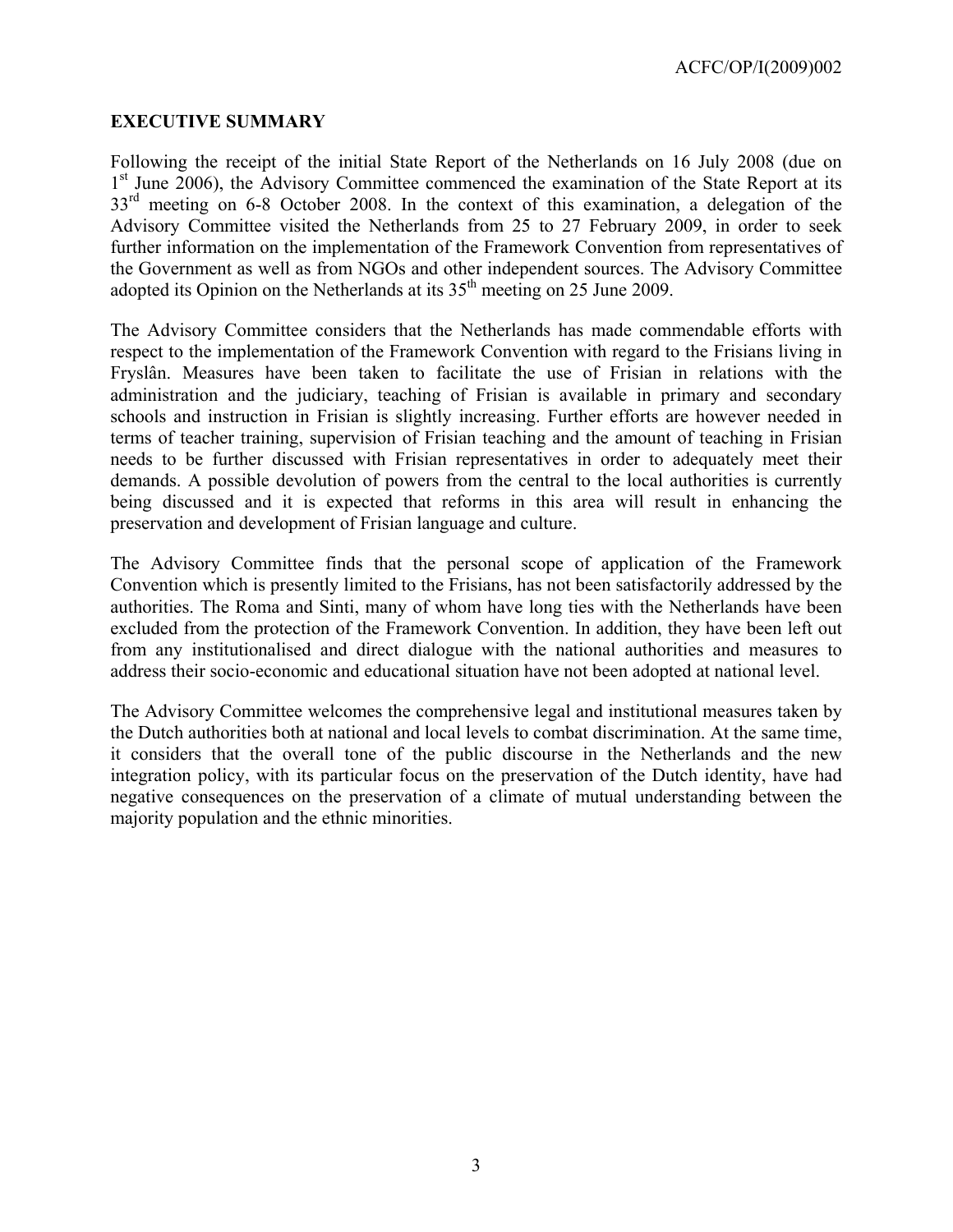## EXECUTIVE SUMMARY

Following the receipt of the initial State Report of the Netherlands on 16 July 2008 (due on 1st June 2006), the Advisory Committee commenced the examination of the State Report at its 33rd meeting on 6-8 October 2008. In the context of this examination, a delegation of the Advisory Committee visited the Netherlands from 25 to 27 February 2009, in order to seek further information on the implementation of the Framework Convention from representatives of the Government as well as from NGOs and other independent sources. The Advisory Committee adopted its Opinion on the Netherlands at its 35th meeting on 25 June 2009.

The Advisory Committee considers that the Netherlands has made commendable efforts with respect to the implementation of the Framework Convention with regard to the Frisians living in Fryslân. Measures have been taken to facilitate the use of Frisian in relations with the administration and the judiciary, teaching of Frisian is available in primary and secondary schools and instruction in Frisian is slightly increasing. Further efforts are however needed in terms of teacher training, supervision of Frisian teaching and the amount of teaching in Frisian needs to be further discussed with Frisian representatives in order to adequately meet their demands. A possible devolution of powers from the central to the local authorities is currently being discussed and it is expected that reforms in this area will result in enhancing the preservation and development of Frisian language and culture.

The Advisory Committee finds that the personal scope of application of the Framework Convention which is presently limited to the Frisians, has not been satisfactorily addressed by the authorities. The Roma and Sinti, many of whom have long ties with the Netherlands have been excluded from the protection of the Framework Convention. In addition, they have been left out from any institutionalised and direct dialogue with the national authorities and measures to address their socio-economic and educational situation have not been adopted at national level.

The Advisory Committee welcomes the comprehensive legal and institutional measures taken by the Dutch authorities both at national and local levels to combat discrimination. At the same time, it considers that the overall tone of the public discourse in the Netherlands and the new integration policy, with its particular focus on the preservation of the Dutch identity, have had negative consequences on the preservation of a climate of mutual understanding between the majority population and the ethnic minorities.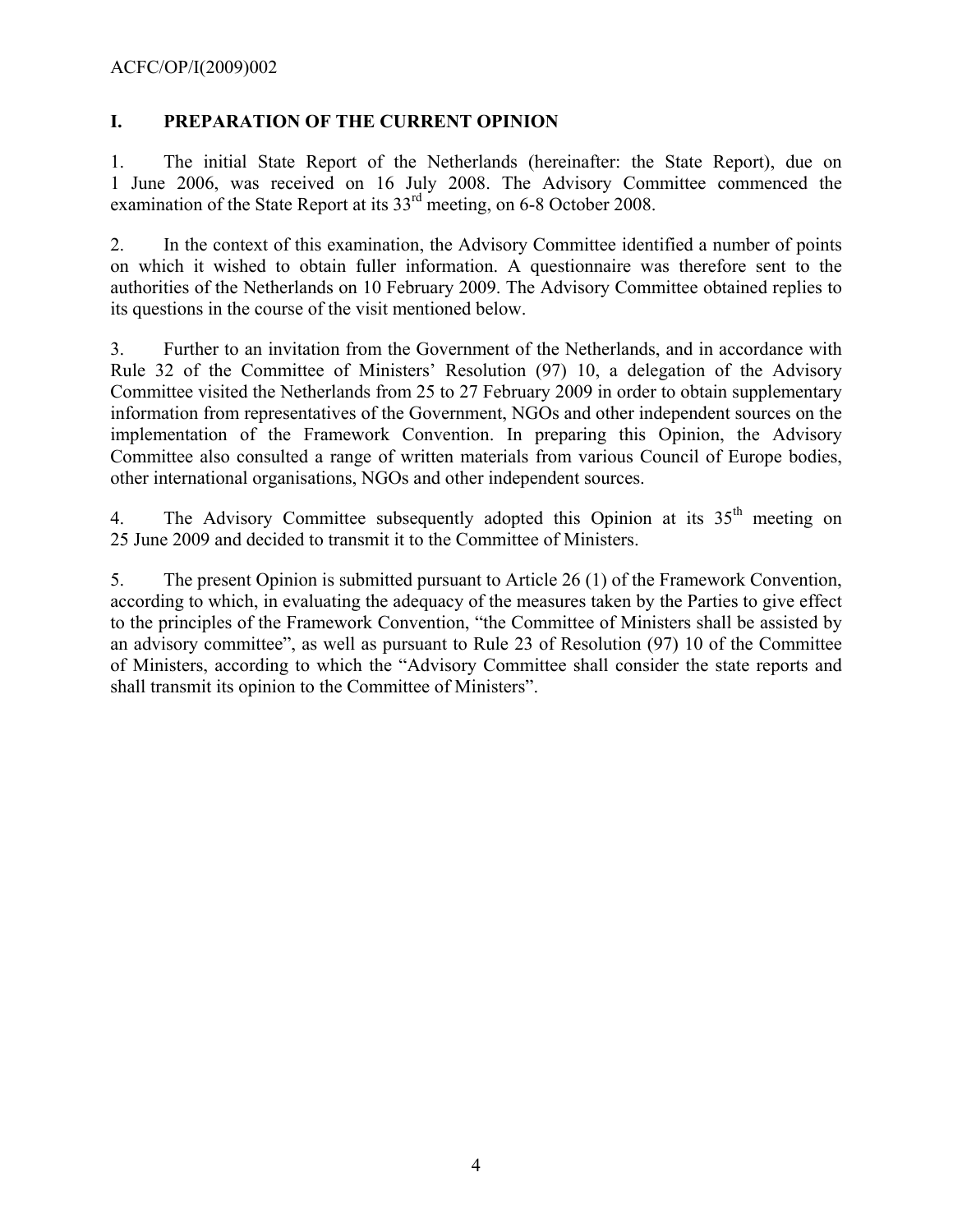## I. PREPARATION OF THE CURRENT OPINION

1. The initial State Report of the Netherlands (hereinafter: the State Report), due on 1 June 2006, was received on 16 July 2008. The Advisory Committee commenced the examination of the State Report at its 33rd meeting, on 6-8 October 2008.

2. In the context of this examination, the Advisory Committee identified a number of points on which it wished to obtain fuller information. A questionnaire was therefore sent to the authorities of the Netherlands on 10 February 2009. The Advisory Committee obtained replies to its questions in the course of the visit mentioned below.

3. Further to an invitation from the Government of the Netherlands, and in accordance with Rule 32 of the Committee of Ministers' Resolution (97) 10, a delegation of the Advisory Committee visited the Netherlands from 25 to 27 February 2009 in order to obtain supplementary information from representatives of the Government, NGOs and other independent sources on the implementation of the Framework Convention. In preparing this Opinion, the Advisory Committee also consulted a range of written materials from various Council of Europe bodies, other international organisations, NGOs and other independent sources.

4. The Advisory Committee subsequently adopted this Opinion at its 35th meeting on 25 June 2009 and decided to transmit it to the Committee of Ministers.

5. The present Opinion is submitted pursuant to Article 26 (1) of the Framework Convention, according to which, in evaluating the adequacy of the measures taken by the Parties to give effect to the principles of the Framework Convention, "the Committee of Ministers shall be assisted by an advisory committee", as well as pursuant to Rule 23 of Resolution (97) 10 of the Committee of Ministers, according to which the "Advisory Committee shall consider the state reports and shall transmit its opinion to the Committee of Ministers".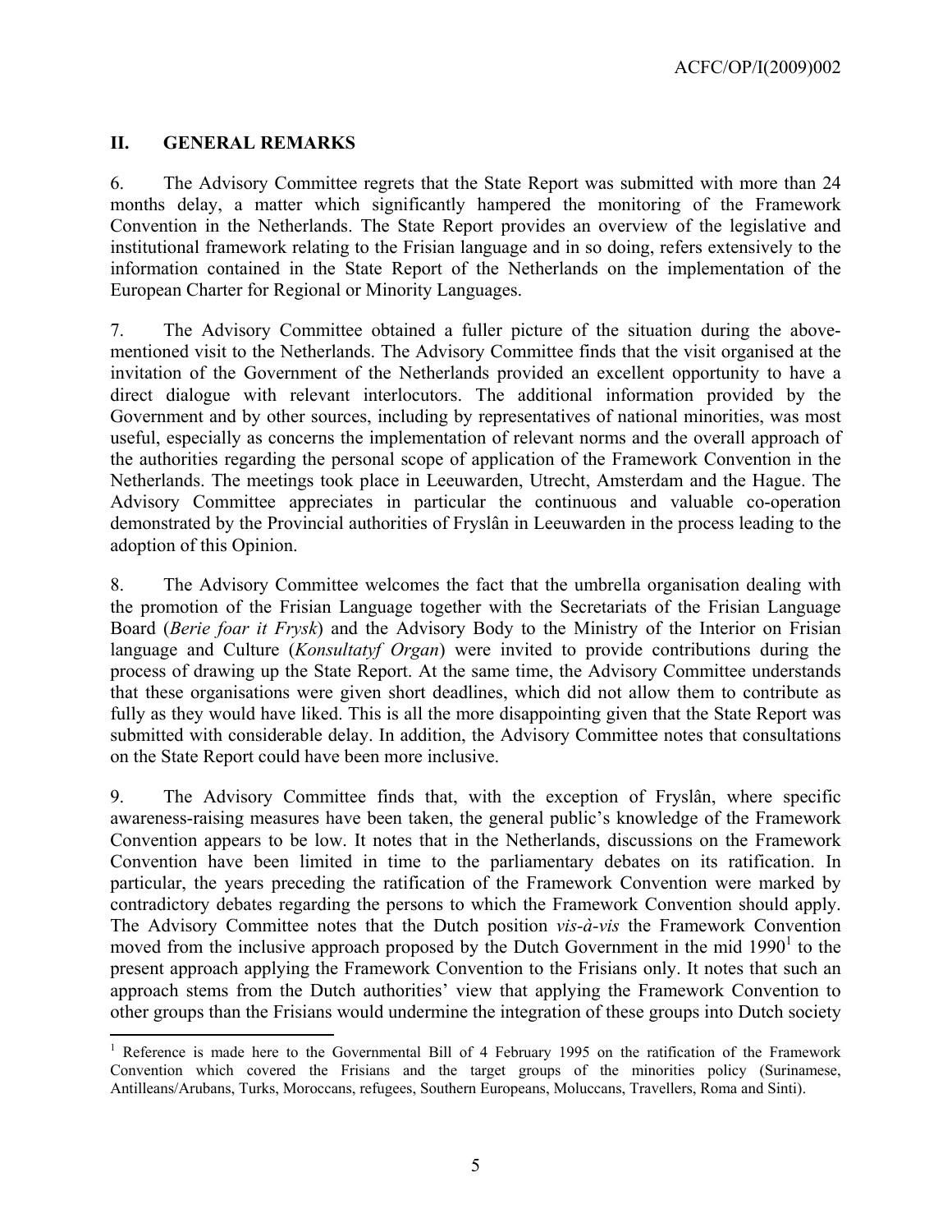## II. GENERAL REMARKS

6. The Advisory Committee regrets that the State Report was submitted with more than 24 months delay, a matter which significantly hampered the monitoring of the Framework Convention in the Netherlands. The State Report provides an overview of the legislative and institutional framework relating to the Frisian language and in so doing, refers extensively to the information contained in the State Report of the Netherlands on the implementation of the European Charter for Regional or Minority Languages.

7. The Advisory Committee obtained a fuller picture of the situation during the above-mentioned visit to the Netherlands. The Advisory Committee finds that the visit organised at the invitation of the Government of the Netherlands provided an excellent opportunity to have a direct dialogue with relevant interlocutors. The additional information provided by the Government and by other sources, including by representatives of national minorities, was most useful, especially as concerns the implementation of relevant norms and the overall approach of the authorities regarding the personal scope of application of the Framework Convention in the Netherlands. The meetings took place in Leeuwarden, Utrecht, Amsterdam and the Hague. The Advisory Committee appreciates in particular the continuous and valuable co-operation demonstrated by the Provincial authorities of Fryslân in Leeuwarden in the process leading to the adoption of this Opinion.

8. The Advisory Committee welcomes the fact that the umbrella organisation dealing with the promotion of the Frisian Language together with the Secretariats of the Frisian Language Board (*Berie foar it Frysk*) and the Advisory Body to the Ministry of the Interior on Frisian language and Culture (*Konsultatyf Organ*) were invited to provide contributions during the process of drawing up the State Report. At the same time, the Advisory Committee understands that these organisations were given short deadlines, which did not allow them to contribute as fully as they would have liked. This is all the more disappointing given that the State Report was submitted with considerable delay. In addition, the Advisory Committee notes that consultations on the State Report could have been more inclusive.

9. The Advisory Committee finds that, with the exception of Fryslân, where specific awareness-raising measures have been taken, the general public's knowledge of the Framework Convention appears to be low. It notes that in the Netherlands, discussions on the Framework Convention have been limited in time to the parliamentary debates on its ratification. In particular, the years preceding the ratification of the Framework Convention were marked by contradictory debates regarding the persons to which the Framework Convention should apply. The Advisory Committee notes that the Dutch position *vis-à-vis* the Framework Convention moved from the inclusive approach proposed by the Dutch Government in the mid 1990[1] to the present approach applying the Framework Convention to the Frisians only. It notes that such an approach stems from the Dutch authorities' view that applying the Framework Convention to other groups than the Frisians would undermine the integration of these groups into Dutch society

---

[1] Reference is made here to the Governmental Bill of 4 February 1995 on the ratification of the Framework Convention which covered the Frisians and the target groups of the minorities policy (Surinamese, Antilleans/Arubans, Turks, Moroccans, refugees, Southern Europeans, Moluccans, Travellers, Roma and Sinti).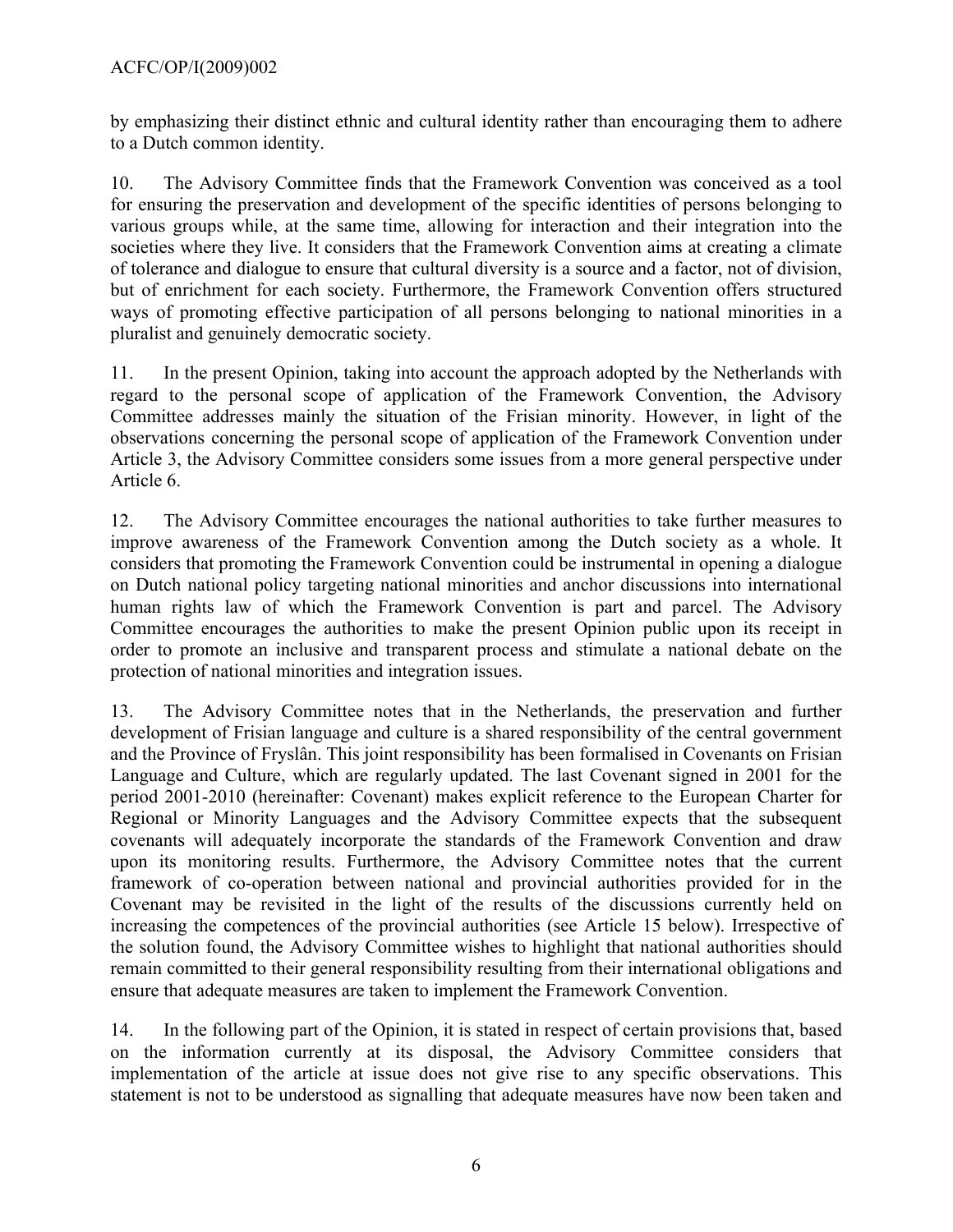by emphasizing their distinct ethnic and cultural identity rather than encouraging them to adhere to a Dutch common identity.

10. The Advisory Committee finds that the Framework Convention was conceived as a tool for ensuring the preservation and development of the specific identities of persons belonging to various groups while, at the same time, allowing for interaction and their integration into the societies where they live. It considers that the Framework Convention aims at creating a climate of tolerance and dialogue to ensure that cultural diversity is a source and a factor, not of division, but of enrichment for each society. Furthermore, the Framework Convention offers structured ways of promoting effective participation of all persons belonging to national minorities in a pluralist and genuinely democratic society.

11. In the present Opinion, taking into account the approach adopted by the Netherlands with regard to the personal scope of application of the Framework Convention, the Advisory Committee addresses mainly the situation of the Frisian minority. However, in light of the observations concerning the personal scope of application of the Framework Convention under Article 3, the Advisory Committee considers some issues from a more general perspective under Article 6.

12. The Advisory Committee encourages the national authorities to take further measures to improve awareness of the Framework Convention among the Dutch society as a whole. It considers that promoting the Framework Convention could be instrumental in opening a dialogue on Dutch national policy targeting national minorities and anchor discussions into international human rights law of which the Framework Convention is part and parcel. The Advisory Committee encourages the authorities to make the present Opinion public upon its receipt in order to promote an inclusive and transparent process and stimulate a national debate on the protection of national minorities and integration issues.

13. The Advisory Committee notes that in the Netherlands, the preservation and further development of Frisian language and culture is a shared responsibility of the central government and the Province of Fryslân. This joint responsibility has been formalised in Covenants on Frisian Language and Culture, which are regularly updated. The last Covenant signed in 2001 for the period 2001-2010 (hereinafter: Covenant) makes explicit reference to the European Charter for Regional or Minority Languages and the Advisory Committee expects that the subsequent covenants will adequately incorporate the standards of the Framework Convention and draw upon its monitoring results. Furthermore, the Advisory Committee notes that the current framework of co-operation between national and provincial authorities provided for in the Covenant may be revisited in the light of the results of the discussions currently held on increasing the competences of the provincial authorities (see Article 15 below). Irrespective of the solution found, the Advisory Committee wishes to highlight that national authorities should remain committed to their general responsibility resulting from their international obligations and ensure that adequate measures are taken to implement the Framework Convention.

14. In the following part of the Opinion, it is stated in respect of certain provisions that, based on the information currently at its disposal, the Advisory Committee considers that implementation of the article at issue does not give rise to any specific observations. This statement is not to be understood as signalling that adequate measures have now been taken and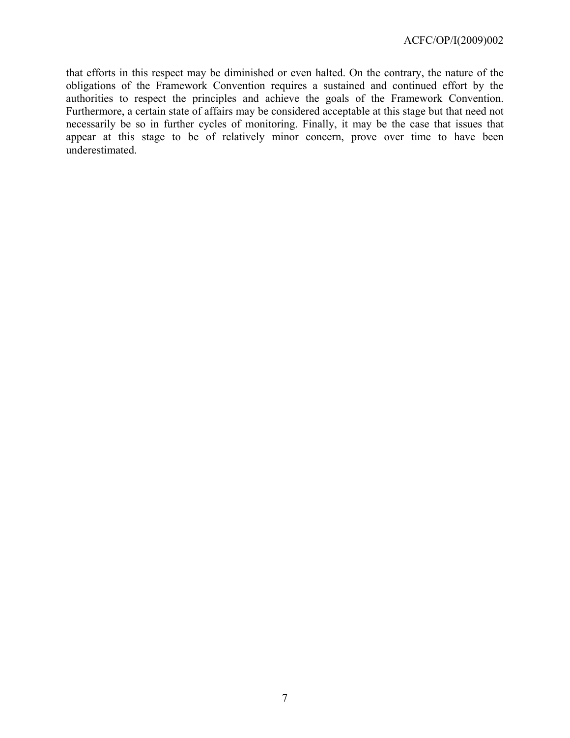that efforts in this respect may be diminished or even halted. On the contrary, the nature of the obligations of the Framework Convention requires a sustained and continued effort by the authorities to respect the principles and achieve the goals of the Framework Convention. Furthermore, a certain state of affairs may be considered acceptable at this stage but that need not necessarily be so in further cycles of monitoring. Finally, it may be the case that issues that appear at this stage to be of relatively minor concern, prove over time to have been underestimated.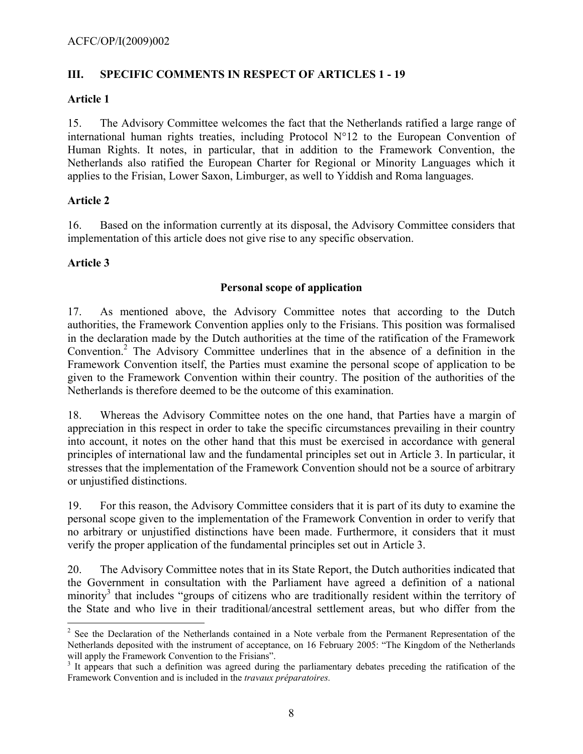## III. SPECIFIC COMMENTS IN RESPECT OF ARTICLES 1 - 19

### Article 1

15. The Advisory Committee welcomes the fact that the Netherlands ratified a large range of international human rights treaties, including Protocol N°12 to the European Convention of Human Rights. It notes, in particular, that in addition to the Framework Convention, the Netherlands also ratified the European Charter for Regional or Minority Languages which it applies to the Frisian, Lower Saxon, Limburger, as well to Yiddish and Roma languages.

### Article 2

16. Based on the information currently at its disposal, the Advisory Committee considers that implementation of this article does not give rise to any specific observation.

### Article 3

**Personal scope of application**

17. As mentioned above, the Advisory Committee notes that according to the Dutch authorities, the Framework Convention applies only to the Frisians. This position was formalised in the declaration made by the Dutch authorities at the time of the ratification of the Framework Convention.[2] The Advisory Committee underlines that in the absence of a definition in the Framework Convention itself, the Parties must examine the personal scope of application to be given to the Framework Convention within their country. The position of the authorities of the Netherlands is therefore deemed to be the outcome of this examination.

18. Whereas the Advisory Committee notes on the one hand, that Parties have a margin of appreciation in this respect in order to take the specific circumstances prevailing in their country into account, it notes on the other hand that this must be exercised in accordance with general principles of international law and the fundamental principles set out in Article 3. In particular, it stresses that the implementation of the Framework Convention should not be a source of arbitrary or unjustified distinctions.

19. For this reason, the Advisory Committee considers that it is part of its duty to examine the personal scope given to the implementation of the Framework Convention in order to verify that no arbitrary or unjustified distinctions have been made. Furthermore, it considers that it must verify the proper application of the fundamental principles set out in Article 3.

20. The Advisory Committee notes that in its State Report, the Dutch authorities indicated that the Government in consultation with the Parliament have agreed a definition of a national minority[3] that includes "groups of citizens who are traditionally resident within the territory of the State and who live in their traditional/ancestral settlement areas, but who differ from the

---

[2] See the Declaration of the Netherlands contained in a Note verbale from the Permanent Representation of the Netherlands deposited with the instrument of acceptance, on 16 February 2005: "The Kingdom of the Netherlands will apply the Framework Convention to the Frisians".

[3] It appears that such a definition was agreed during the parliamentary debates preceding the ratification of the Framework Convention and is included in the *travaux préparatoires.*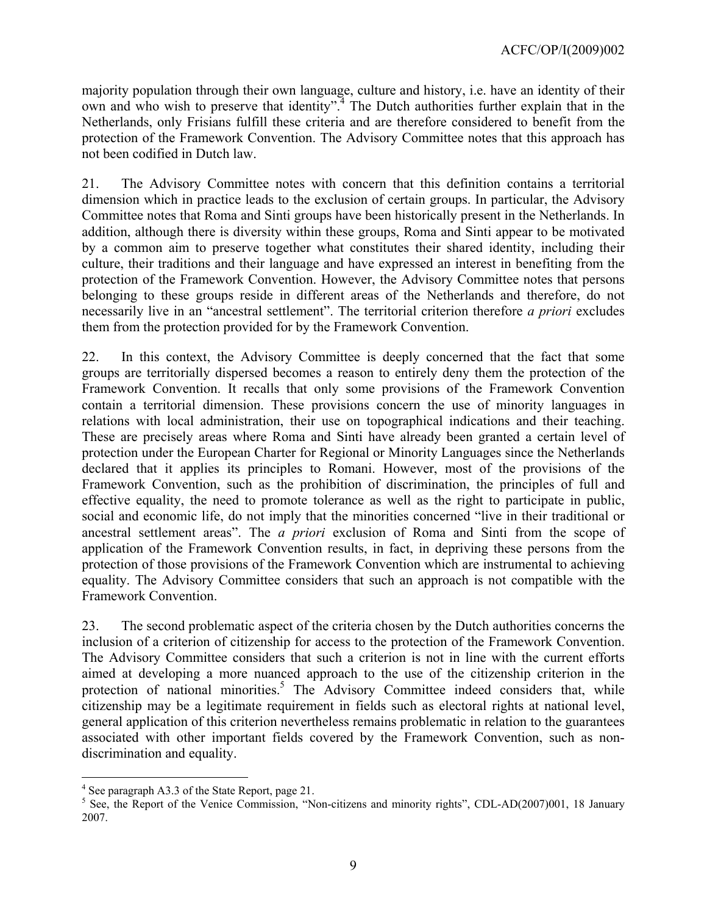majority population through their own language, culture and history, i.e. have an identity of their own and who wish to preserve that identity".[4] The Dutch authorities further explain that in the Netherlands, only Frisians fulfill these criteria and are therefore considered to benefit from the protection of the Framework Convention. The Advisory Committee notes that this approach has not been codified in Dutch law.

21. The Advisory Committee notes with concern that this definition contains a territorial dimension which in practice leads to the exclusion of certain groups. In particular, the Advisory Committee notes that Roma and Sinti groups have been historically present in the Netherlands. In addition, although there is diversity within these groups, Roma and Sinti appear to be motivated by a common aim to preserve together what constitutes their shared identity, including their culture, their traditions and their language and have expressed an interest in benefiting from the protection of the Framework Convention. However, the Advisory Committee notes that persons belonging to these groups reside in different areas of the Netherlands and therefore, do not necessarily live in an "ancestral settlement". The territorial criterion therefore *a priori* excludes them from the protection provided for by the Framework Convention.

22. In this context, the Advisory Committee is deeply concerned that the fact that some groups are territorially dispersed becomes a reason to entirely deny them the protection of the Framework Convention. It recalls that only some provisions of the Framework Convention contain a territorial dimension. These provisions concern the use of minority languages in relations with local administration, their use on topographical indications and their teaching. These are precisely areas where Roma and Sinti have already been granted a certain level of protection under the European Charter for Regional or Minority Languages since the Netherlands declared that it applies its principles to Romani. However, most of the provisions of the Framework Convention, such as the prohibition of discrimination, the principles of full and effective equality, the need to promote tolerance as well as the right to participate in public, social and economic life, do not imply that the minorities concerned "live in their traditional or ancestral settlement areas". The *a priori* exclusion of Roma and Sinti from the scope of application of the Framework Convention results, in fact, in depriving these persons from the protection of those provisions of the Framework Convention which are instrumental to achieving equality. The Advisory Committee considers that such an approach is not compatible with the Framework Convention.

23. The second problematic aspect of the criteria chosen by the Dutch authorities concerns the inclusion of a criterion of citizenship for access to the protection of the Framework Convention. The Advisory Committee considers that such a criterion is not in line with the current efforts aimed at developing a more nuanced approach to the use of the citizenship criterion in the protection of national minorities.[5] The Advisory Committee indeed considers that, while citizenship may be a legitimate requirement in fields such as electoral rights at national level, general application of this criterion nevertheless remains problematic in relation to the guarantees associated with other important fields covered by the Framework Convention, such as non-discrimination and equality.

---

[4] See paragraph A3.3 of the State Report, page 21.

[5] See, the Report of the Venice Commission, "Non-citizens and minority rights", CDL-AD(2007)001, 18 January 2007.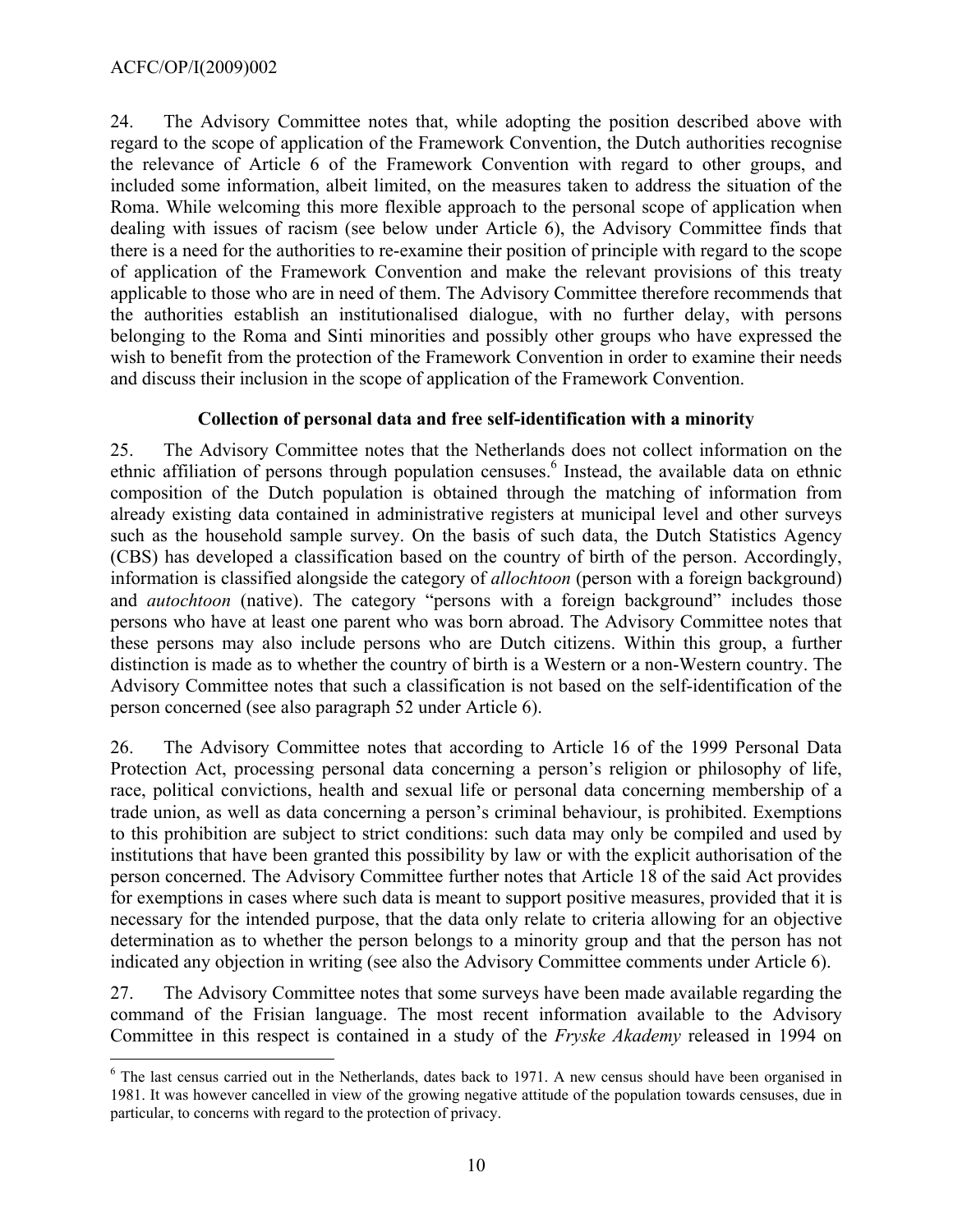24. The Advisory Committee notes that, while adopting the position described above with regard to the scope of application of the Framework Convention, the Dutch authorities recognise the relevance of Article 6 of the Framework Convention with regard to other groups, and included some information, albeit limited, on the measures taken to address the situation of the Roma. While welcoming this more flexible approach to the personal scope of application when dealing with issues of racism (see below under Article 6), the Advisory Committee finds that there is a need for the authorities to re-examine their position of principle with regard to the scope of application of the Framework Convention and make the relevant provisions of this treaty applicable to those who are in need of them. The Advisory Committee therefore recommends that the authorities establish an institutionalised dialogue, with no further delay, with persons belonging to the Roma and Sinti minorities and possibly other groups who have expressed the wish to benefit from the protection of the Framework Convention in order to examine their needs and discuss their inclusion in the scope of application of the Framework Convention.

**Collection of personal data and free self-identification with a minority**

25. The Advisory Committee notes that the Netherlands does not collect information on the ethnic affiliation of persons through population censuses.[6] Instead, the available data on ethnic composition of the Dutch population is obtained through the matching of information from already existing data contained in administrative registers at municipal level and other surveys such as the household sample survey. On the basis of such data, the Dutch Statistics Agency (CBS) has developed a classification based on the country of birth of the person. Accordingly, information is classified alongside the category of *allochtoon* (person with a foreign background) and *autochtoon* (native). The category "persons with a foreign background" includes those persons who have at least one parent who was born abroad. The Advisory Committee notes that these persons may also include persons who are Dutch citizens. Within this group, a further distinction is made as to whether the country of birth is a Western or a non-Western country. The Advisory Committee notes that such a classification is not based on the self-identification of the person concerned (see also paragraph 52 under Article 6).

26. The Advisory Committee notes that according to Article 16 of the 1999 Personal Data Protection Act, processing personal data concerning a person's religion or philosophy of life, race, political convictions, health and sexual life or personal data concerning membership of a trade union, as well as data concerning a person's criminal behaviour, is prohibited. Exemptions to this prohibition are subject to strict conditions: such data may only be compiled and used by institutions that have been granted this possibility by law or with the explicit authorisation of the person concerned. The Advisory Committee further notes that Article 18 of the said Act provides for exemptions in cases where such data is meant to support positive measures, provided that it is necessary for the intended purpose, that the data only relate to criteria allowing for an objective determination as to whether the person belongs to a minority group and that the person has not indicated any objection in writing (see also the Advisory Committee comments under Article 6).

27. The Advisory Committee notes that some surveys have been made available regarding the command of the Frisian language. The most recent information available to the Advisory Committee in this respect is contained in a study of the *Fryske Akademy* released in 1994 on

[6] The last census carried out in the Netherlands, dates back to 1971. A new census should have been organised in 1981. It was however cancelled in view of the growing negative attitude of the population towards censuses, due in particular, to concerns with regard to the protection of privacy.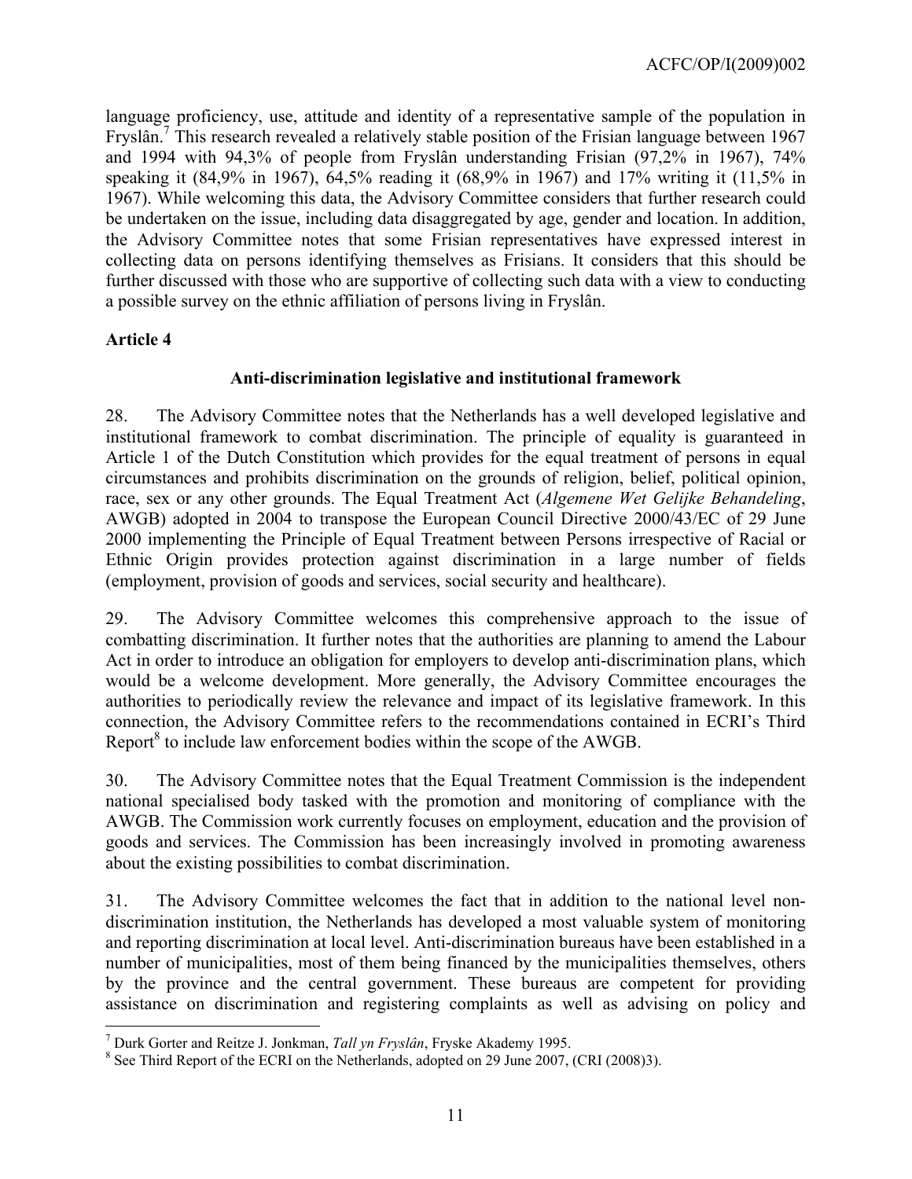language proficiency, use, attitude and identity of a representative sample of the population in Fryslân.[7] This research revealed a relatively stable position of the Frisian language between 1967 and 1994 with 94,3% of people from Fryslân understanding Frisian (97,2% in 1967), 74% speaking it (84,9% in 1967), 64,5% reading it (68,9% in 1967) and 17% writing it (11,5% in 1967). While welcoming this data, the Advisory Committee considers that further research could be undertaken on the issue, including data disaggregated by age, gender and location. In addition, the Advisory Committee notes that some Frisian representatives have expressed interest in collecting data on persons identifying themselves as Frisians. It considers that this should be further discussed with those who are supportive of collecting such data with a view to conducting a possible survey on the ethnic affiliation of persons living in Fryslân.

## Article 4

### Anti-discrimination legislative and institutional framework

28. The Advisory Committee notes that the Netherlands has a well developed legislative and institutional framework to combat discrimination. The principle of equality is guaranteed in Article 1 of the Dutch Constitution which provides for the equal treatment of persons in equal circumstances and prohibits discrimination on the grounds of religion, belief, political opinion, race, sex or any other grounds. The Equal Treatment Act (*Algemene Wet Gelijke Behandeling*, AWGB) adopted in 2004 to transpose the European Council Directive 2000/43/EC of 29 June 2000 implementing the Principle of Equal Treatment between Persons irrespective of Racial or Ethnic Origin provides protection against discrimination in a large number of fields (employment, provision of goods and services, social security and healthcare).

29. The Advisory Committee welcomes this comprehensive approach to the issue of combatting discrimination. It further notes that the authorities are planning to amend the Labour Act in order to introduce an obligation for employers to develop anti-discrimination plans, which would be a welcome development. More generally, the Advisory Committee encourages the authorities to periodically review the relevance and impact of its legislative framework. In this connection, the Advisory Committee refers to the recommendations contained in ECRI's Third Report[8] to include law enforcement bodies within the scope of the AWGB.

30. The Advisory Committee notes that the Equal Treatment Commission is the independent national specialised body tasked with the promotion and monitoring of compliance with the AWGB. The Commission work currently focuses on employment, education and the provision of goods and services. The Commission has been increasingly involved in promoting awareness about the existing possibilities to combat discrimination.

31. The Advisory Committee welcomes the fact that in addition to the national level non-discrimination institution, the Netherlands has developed a most valuable system of monitoring and reporting discrimination at local level. Anti-discrimination bureaus have been established in a number of municipalities, most of them being financed by the municipalities themselves, others by the province and the central government. These bureaus are competent for providing assistance on discrimination and registering complaints as well as advising on policy and

---

[7] Durk Gorter and Reitze J. Jonkman, *Tall yn Fryslân*, Fryske Akademy 1995.

[8] See Third Report of the ECRI on the Netherlands, adopted on 29 June 2007, (CRI (2008)3).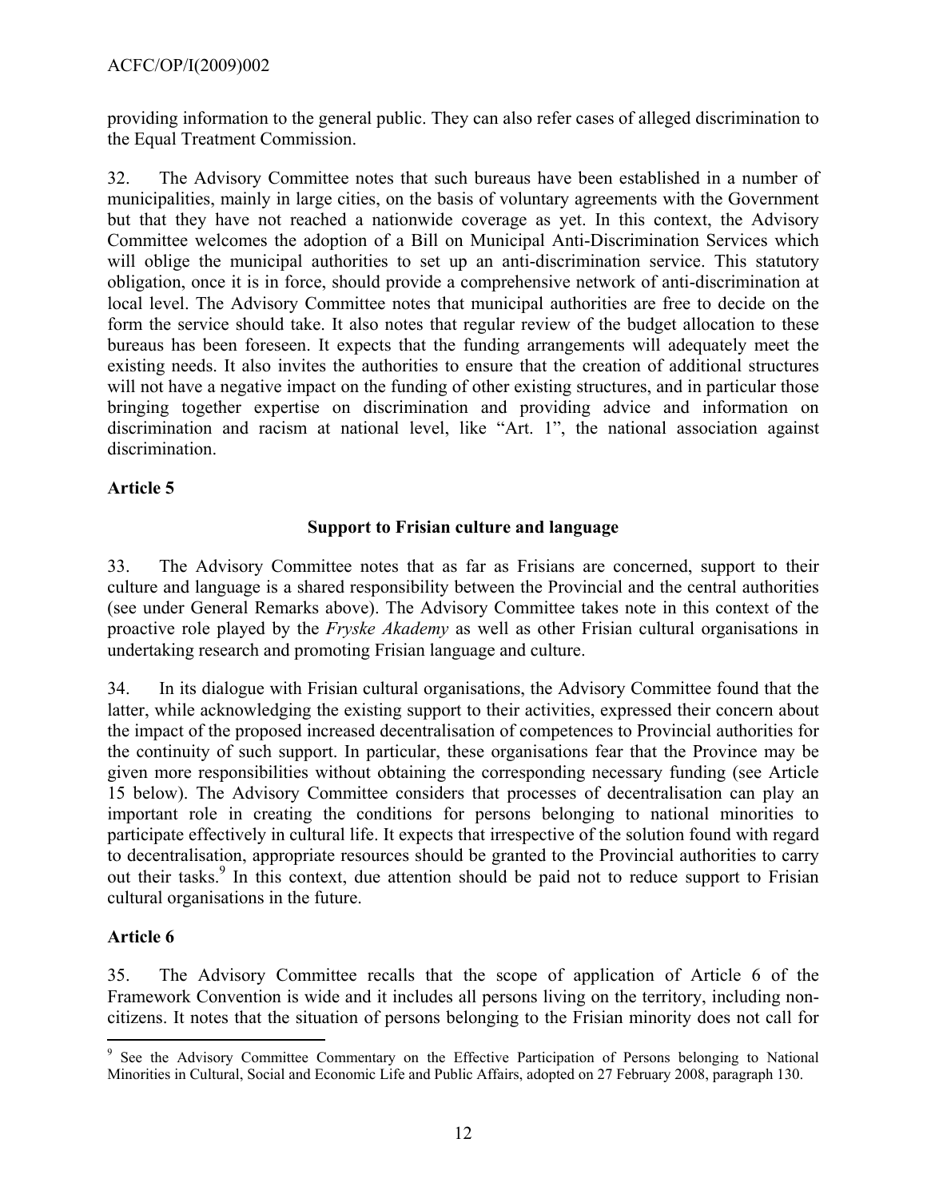providing information to the general public. They can also refer cases of alleged discrimination to the Equal Treatment Commission.

32. The Advisory Committee notes that such bureaus have been established in a number of municipalities, mainly in large cities, on the basis of voluntary agreements with the Government but that they have not reached a nationwide coverage as yet. In this context, the Advisory Committee welcomes the adoption of a Bill on Municipal Anti-Discrimination Services which will oblige the municipal authorities to set up an anti-discrimination service. This statutory obligation, once it is in force, should provide a comprehensive network of anti-discrimination at local level. The Advisory Committee notes that municipal authorities are free to decide on the form the service should take. It also notes that regular review of the budget allocation to these bureaus has been foreseen. It expects that the funding arrangements will adequately meet the existing needs. It also invites the authorities to ensure that the creation of additional structures will not have a negative impact on the funding of other existing structures, and in particular those bringing together expertise on discrimination and providing advice and information on discrimination and racism at national level, like "Art. 1", the national association against discrimination.

## Article 5

### Support to Frisian culture and language

33. The Advisory Committee notes that as far as Frisians are concerned, support to their culture and language is a shared responsibility between the Provincial and the central authorities (see under General Remarks above). The Advisory Committee takes note in this context of the proactive role played by the *Fryske Akademy* as well as other Frisian cultural organisations in undertaking research and promoting Frisian language and culture.

34. In its dialogue with Frisian cultural organisations, the Advisory Committee found that the latter, while acknowledging the existing support to their activities, expressed their concern about the impact of the proposed increased decentralisation of competences to Provincial authorities for the continuity of such support. In particular, these organisations fear that the Province may be given more responsibilities without obtaining the corresponding necessary funding (see Article 15 below). The Advisory Committee considers that processes of decentralisation can play an important role in creating the conditions for persons belonging to national minorities to participate effectively in cultural life. It expects that irrespective of the solution found with regard to decentralisation, appropriate resources should be granted to the Provincial authorities to carry out their tasks.[9] In this context, due attention should be paid not to reduce support to Frisian cultural organisations in the future.

## Article 6

35. The Advisory Committee recalls that the scope of application of Article 6 of the Framework Convention is wide and it includes all persons living on the territory, including non-citizens. It notes that the situation of persons belonging to the Frisian minority does not call for

---

[9] See the Advisory Committee Commentary on the Effective Participation of Persons belonging to National Minorities in Cultural, Social and Economic Life and Public Affairs, adopted on 27 February 2008, paragraph 130.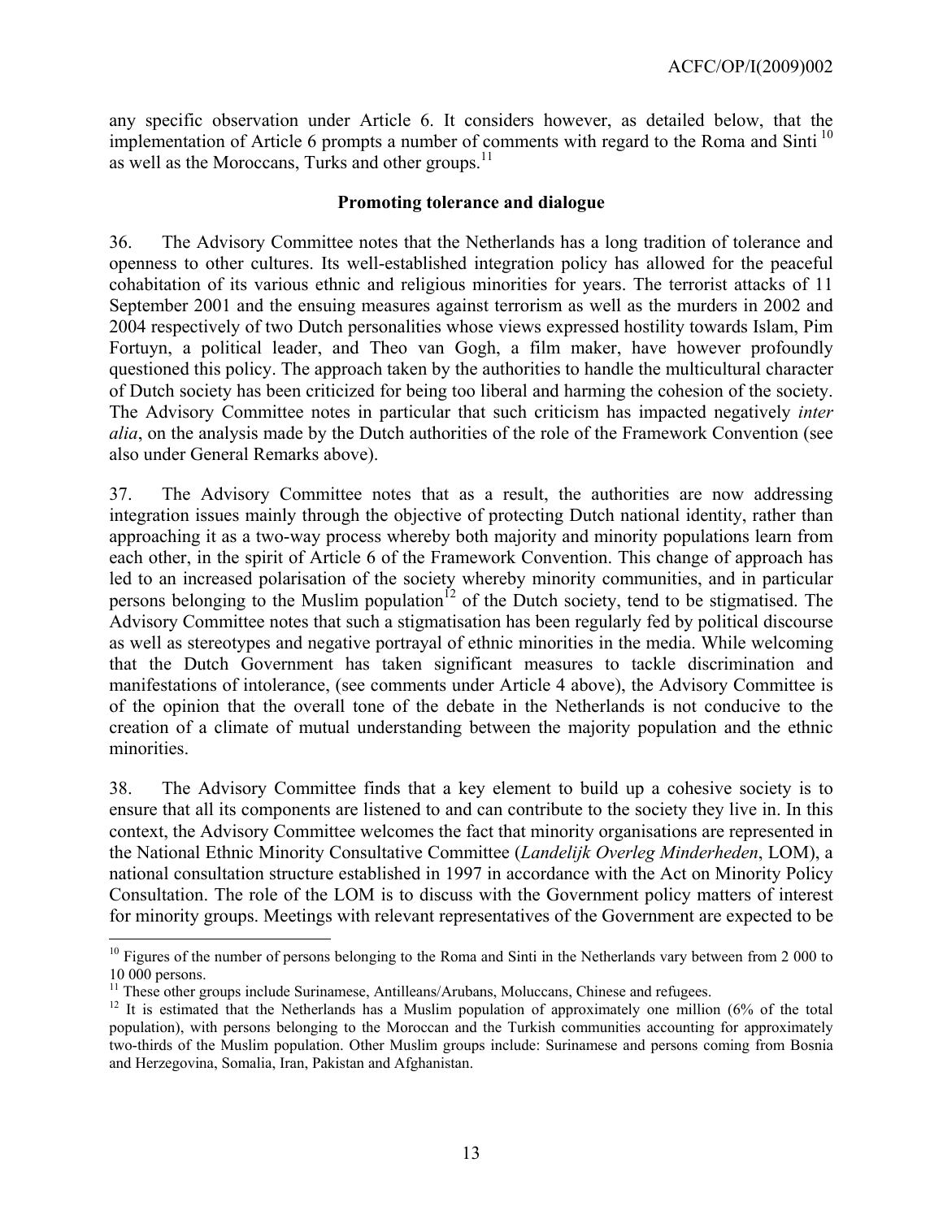any specific observation under Article 6. It considers however, as detailed below, that the implementation of Article 6 prompts a number of comments with regard to the Roma and Sinti [10] as well as the Moroccans, Turks and other groups.[11]

**Promoting tolerance and dialogue**

36. The Advisory Committee notes that the Netherlands has a long tradition of tolerance and openness to other cultures. Its well-established integration policy has allowed for the peaceful cohabitation of its various ethnic and religious minorities for years. The terrorist attacks of 11 September 2001 and the ensuing measures against terrorism as well as the murders in 2002 and 2004 respectively of two Dutch personalities whose views expressed hostility towards Islam, Pim Fortuyn, a political leader, and Theo van Gogh, a film maker, have however profoundly questioned this policy. The approach taken by the authorities to handle the multicultural character of Dutch society has been criticized for being too liberal and harming the cohesion of the society. The Advisory Committee notes in particular that such criticism has impacted negatively *inter alia*, on the analysis made by the Dutch authorities of the role of the Framework Convention (see also under General Remarks above).

37. The Advisory Committee notes that as a result, the authorities are now addressing integration issues mainly through the objective of protecting Dutch national identity, rather than approaching it as a two-way process whereby both majority and minority populations learn from each other, in the spirit of Article 6 of the Framework Convention. This change of approach has led to an increased polarisation of the society whereby minority communities, and in particular persons belonging to the Muslim population[12] of the Dutch society, tend to be stigmatised. The Advisory Committee notes that such a stigmatisation has been regularly fed by political discourse as well as stereotypes and negative portrayal of ethnic minorities in the media. While welcoming that the Dutch Government has taken significant measures to tackle discrimination and manifestations of intolerance, (see comments under Article 4 above), the Advisory Committee is of the opinion that the overall tone of the debate in the Netherlands is not conducive to the creation of a climate of mutual understanding between the majority population and the ethnic minorities.

38. The Advisory Committee finds that a key element to build up a cohesive society is to ensure that all its components are listened to and can contribute to the society they live in. In this context, the Advisory Committee welcomes the fact that minority organisations are represented in the National Ethnic Minority Consultative Committee (*Landelijk Overleg Minderheden*, LOM), a national consultation structure established in 1997 in accordance with the Act on Minority Policy Consultation. The role of the LOM is to discuss with the Government policy matters of interest for minority groups. Meetings with relevant representatives of the Government are expected to be

---

[10] Figures of the number of persons belonging to the Roma and Sinti in the Netherlands vary between from 2 000 to 10 000 persons.

[11] These other groups include Surinamese, Antilleans/Arubans, Moluccans, Chinese and refugees.

[12] It is estimated that the Netherlands has a Muslim population of approximately one million (6% of the total population), with persons belonging to the Moroccan and the Turkish communities accounting for approximately two-thirds of the Muslim population. Other Muslim groups include: Surinamese and persons coming from Bosnia and Herzegovina, Somalia, Iran, Pakistan and Afghanistan.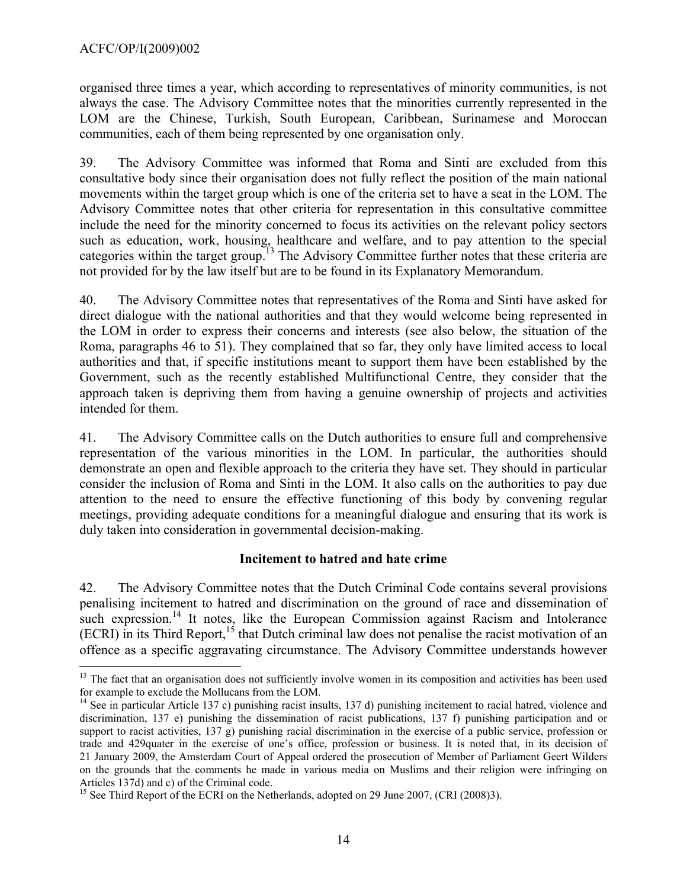organised three times a year, which according to representatives of minority communities, is not always the case. The Advisory Committee notes that the minorities currently represented in the LOM are the Chinese, Turkish, South European, Caribbean, Surinamese and Moroccan communities, each of them being represented by one organisation only.

39. The Advisory Committee was informed that Roma and Sinti are excluded from this consultative body since their organisation does not fully reflect the position of the main national movements within the target group which is one of the criteria set to have a seat in the LOM. The Advisory Committee notes that other criteria for representation in this consultative committee include the need for the minority concerned to focus its activities on the relevant policy sectors such as education, work, housing, healthcare and welfare, and to pay attention to the special categories within the target group.[13] The Advisory Committee further notes that these criteria are not provided for by the law itself but are to be found in its Explanatory Memorandum.

40. The Advisory Committee notes that representatives of the Roma and Sinti have asked for direct dialogue with the national authorities and that they would welcome being represented in the LOM in order to express their concerns and interests (see also below, the situation of the Roma, paragraphs 46 to 51). They complained that so far, they only have limited access to local authorities and that, if specific institutions meant to support them have been established by the Government, such as the recently established Multifunctional Centre, they consider that the approach taken is depriving them from having a genuine ownership of projects and activities intended for them.

41. The Advisory Committee calls on the Dutch authorities to ensure full and comprehensive representation of the various minorities in the LOM. In particular, the authorities should demonstrate an open and flexible approach to the criteria they have set. They should in particular consider the inclusion of Roma and Sinti in the LOM. It also calls on the authorities to pay due attention to the need to ensure the effective functioning of this body by convening regular meetings, providing adequate conditions for a meaningful dialogue and ensuring that its work is duly taken into consideration in governmental decision-making.

### Incitement to hatred and hate crime

42. The Advisory Committee notes that the Dutch Criminal Code contains several provisions penalising incitement to hatred and discrimination on the ground of race and dissemination of such expression.[14] It notes, like the European Commission against Racism and Intolerance (ECRI) in its Third Report,[15] that Dutch criminal law does not penalise the racist motivation of an offence as a specific aggravating circumstance. The Advisory Committee understands however

---

[13] The fact that an organisation does not sufficiently involve women in its composition and activities has been used for example to exclude the Mollucans from the LOM.

[14] See in particular Article 137 c) punishing racist insults, 137 d) punishing incitement to racial hatred, violence and discrimination, 137 e) punishing the dissemination of racist publications, 137 f) punishing participation and or support to racist activities, 137 g) punishing racial discrimination in the exercise of a public service, profession or trade and 429quater in the exercise of one's office, profession or business. It is noted that, in its decision of 21 January 2009, the Amsterdam Court of Appeal ordered the prosecution of Member of Parliament Geert Wilders on the grounds that the comments he made in various media on Muslims and their religion were infringing on Articles 137d) and c) of the Criminal code.

[15] See Third Report of the ECRI on the Netherlands, adopted on 29 June 2007, (CRI (2008)3).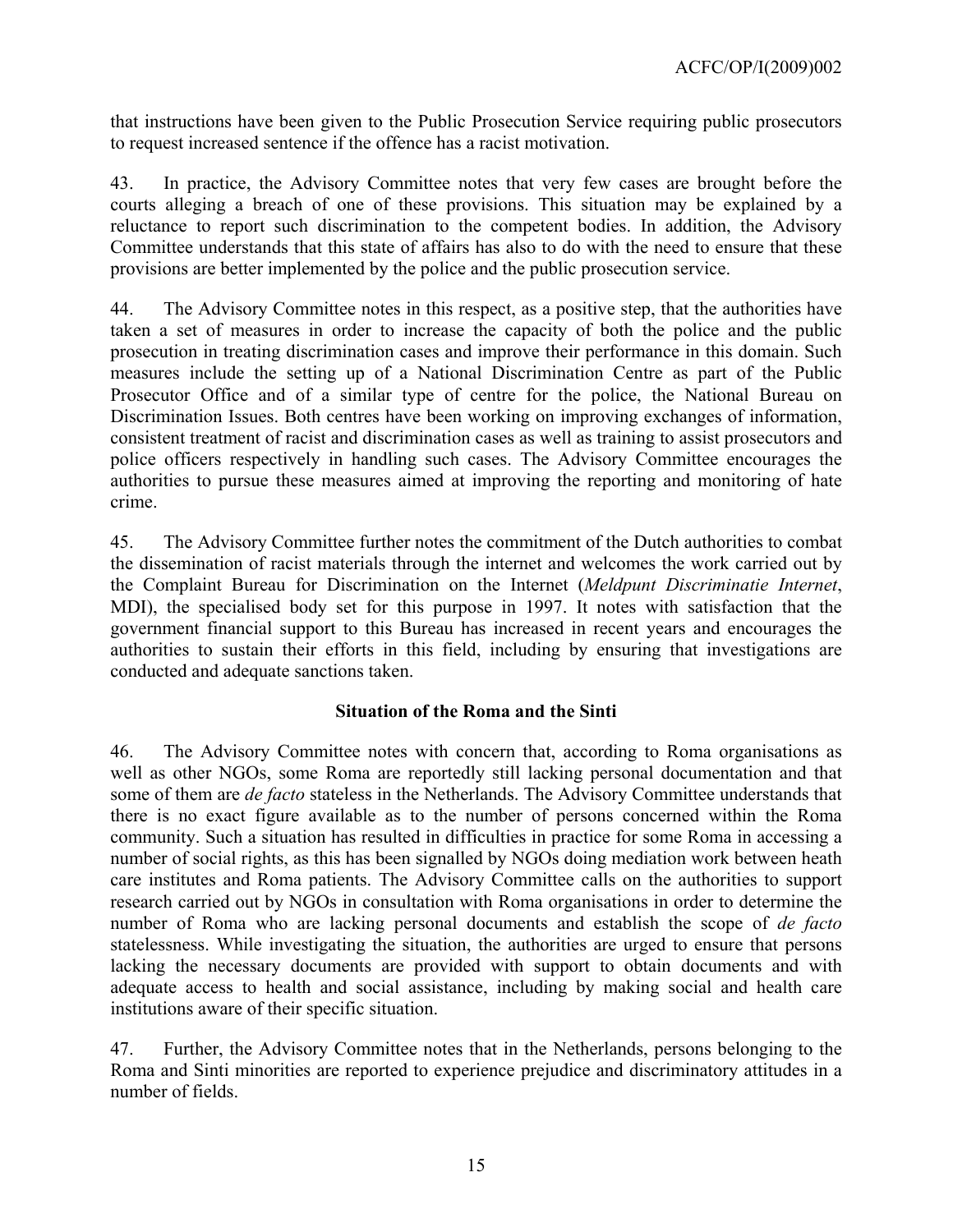that instructions have been given to the Public Prosecution Service requiring public prosecutors to request increased sentence if the offence has a racist motivation.

43. In practice, the Advisory Committee notes that very few cases are brought before the courts alleging a breach of one of these provisions. This situation may be explained by a reluctance to report such discrimination to the competent bodies. In addition, the Advisory Committee understands that this state of affairs has also to do with the need to ensure that these provisions are better implemented by the police and the public prosecution service.

44. The Advisory Committee notes in this respect, as a positive step, that the authorities have taken a set of measures in order to increase the capacity of both the police and the public prosecution in treating discrimination cases and improve their performance in this domain. Such measures include the setting up of a National Discrimination Centre as part of the Public Prosecutor Office and of a similar type of centre for the police, the National Bureau on Discrimination Issues. Both centres have been working on improving exchanges of information, consistent treatment of racist and discrimination cases as well as training to assist prosecutors and police officers respectively in handling such cases. The Advisory Committee encourages the authorities to pursue these measures aimed at improving the reporting and monitoring of hate crime.

45. The Advisory Committee further notes the commitment of the Dutch authorities to combat the dissemination of racist materials through the internet and welcomes the work carried out by the Complaint Bureau for Discrimination on the Internet (*Meldpunt Discriminatie Internet*, MDI), the specialised body set for this purpose in 1997. It notes with satisfaction that the government financial support to this Bureau has increased in recent years and encourages the authorities to sustain their efforts in this field, including by ensuring that investigations are conducted and adequate sanctions taken.

**Situation of the Roma and the Sinti**

46. The Advisory Committee notes with concern that, according to Roma organisations as well as other NGOs, some Roma are reportedly still lacking personal documentation and that some of them are *de facto* stateless in the Netherlands. The Advisory Committee understands that there is no exact figure available as to the number of persons concerned within the Roma community. Such a situation has resulted in difficulties in practice for some Roma in accessing a number of social rights, as this has been signalled by NGOs doing mediation work between heath care institutes and Roma patients. The Advisory Committee calls on the authorities to support research carried out by NGOs in consultation with Roma organisations in order to determine the number of Roma who are lacking personal documents and establish the scope of *de facto* statelessness. While investigating the situation, the authorities are urged to ensure that persons lacking the necessary documents are provided with support to obtain documents and with adequate access to health and social assistance, including by making social and health care institutions aware of their specific situation.

47. Further, the Advisory Committee notes that in the Netherlands, persons belonging to the Roma and Sinti minorities are reported to experience prejudice and discriminatory attitudes in a number of fields.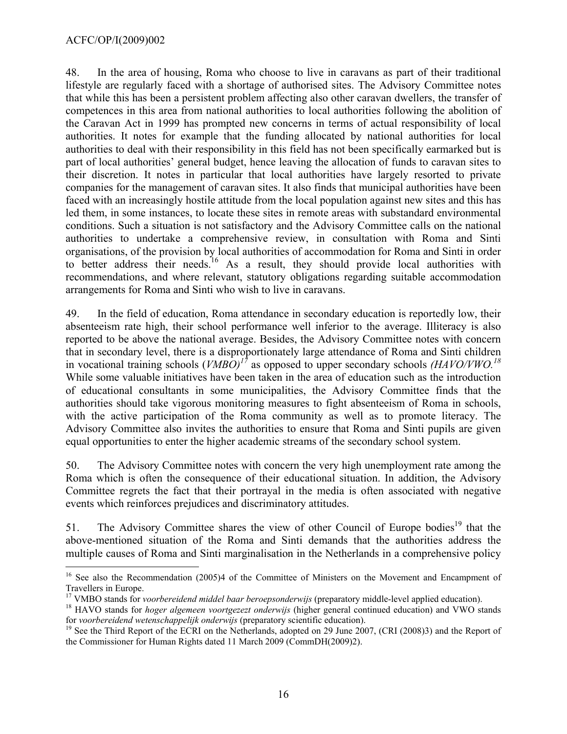48. In the area of housing, Roma who choose to live in caravans as part of their traditional lifestyle are regularly faced with a shortage of authorised sites. The Advisory Committee notes that while this has been a persistent problem affecting also other caravan dwellers, the transfer of competences in this area from national authorities to local authorities following the abolition of the Caravan Act in 1999 has prompted new concerns in terms of actual responsibility of local authorities. It notes for example that the funding allocated by national authorities for local authorities to deal with their responsibility in this field has not been specifically earmarked but is part of local authorities' general budget, hence leaving the allocation of funds to caravan sites to their discretion. It notes in particular that local authorities have largely resorted to private companies for the management of caravan sites. It also finds that municipal authorities have been faced with an increasingly hostile attitude from the local population against new sites and this has led them, in some instances, to locate these sites in remote areas with substandard environmental conditions. Such a situation is not satisfactory and the Advisory Committee calls on the national authorities to undertake a comprehensive review, in consultation with Roma and Sinti organisations, of the provision by local authorities of accommodation for Roma and Sinti in order to better address their needs.[16] As a result, they should provide local authorities with recommendations, and where relevant, statutory obligations regarding suitable accommodation arrangements for Roma and Sinti who wish to live in caravans.

49. In the field of education, Roma attendance in secondary education is reportedly low, their absenteeism rate high, their school performance well inferior to the average. Illiteracy is also reported to be above the national average. Besides, the Advisory Committee notes with concern that in secondary level, there is a disproportionately large attendance of Roma and Sinti children in vocational training schools (*VMBO)*[17] as opposed to upper secondary schools *(HAVO/VWO.*[18] While some valuable initiatives have been taken in the area of education such as the introduction of educational consultants in some municipalities, the Advisory Committee finds that the authorities should take vigorous monitoring measures to fight absenteeism of Roma in schools, with the active participation of the Roma community as well as to promote literacy. The Advisory Committee also invites the authorities to ensure that Roma and Sinti pupils are given equal opportunities to enter the higher academic streams of the secondary school system.

50. The Advisory Committee notes with concern the very high unemployment rate among the Roma which is often the consequence of their educational situation. In addition, the Advisory Committee regrets the fact that their portrayal in the media is often associated with negative events which reinforces prejudices and discriminatory attitudes.

51. The Advisory Committee shares the view of other Council of Europe bodies[19] that the above-mentioned situation of the Roma and Sinti demands that the authorities address the multiple causes of Roma and Sinti marginalisation in the Netherlands in a comprehensive policy

---

[16] See also the Recommendation (2005)4 of the Committee of Ministers on the Movement and Encampment of Travellers in Europe.

[17] VMBO stands for *voorbereidend middel baar beroepsonderwijs* (preparatory middle-level applied education).

[18] HAVO stands for *hoger algemeen voortgezezt onderwijs* (higher general continued education) and VWO stands for *voorbereidend wetenschappelijk onderwijs* (preparatory scientific education).

[19] See the Third Report of the ECRI on the Netherlands, adopted on 29 June 2007, (CRI (2008)3) and the Report of the Commissioner for Human Rights dated 11 March 2009 (CommDH(2009)2).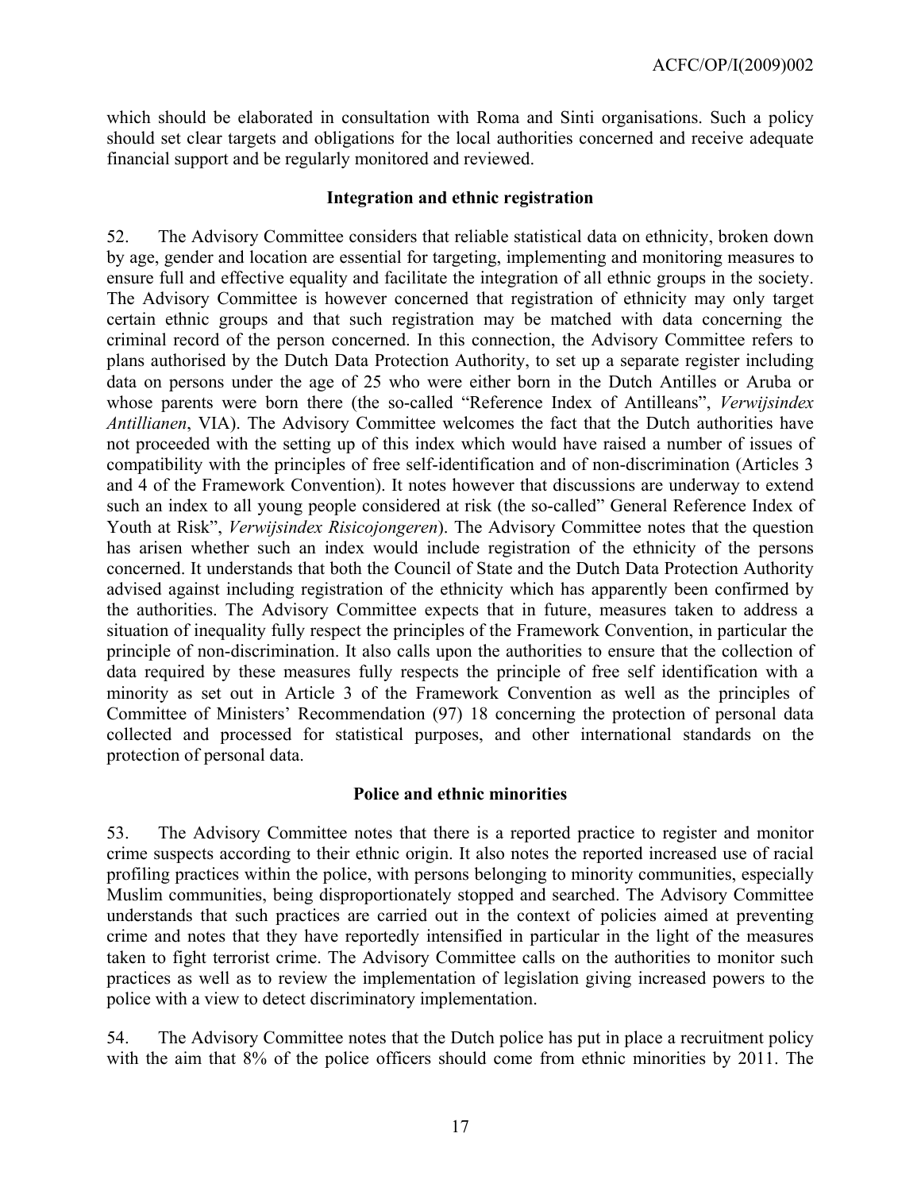which should be elaborated in consultation with Roma and Sinti organisations. Such a policy should set clear targets and obligations for the local authorities concerned and receive adequate financial support and be regularly monitored and reviewed.

### Integration and ethnic registration

52. The Advisory Committee considers that reliable statistical data on ethnicity, broken down by age, gender and location are essential for targeting, implementing and monitoring measures to ensure full and effective equality and facilitate the integration of all ethnic groups in the society. The Advisory Committee is however concerned that registration of ethnicity may only target certain ethnic groups and that such registration may be matched with data concerning the criminal record of the person concerned. In this connection, the Advisory Committee refers to plans authorised by the Dutch Data Protection Authority, to set up a separate register including data on persons under the age of 25 who were either born in the Dutch Antilles or Aruba or whose parents were born there (the so-called "Reference Index of Antilleans", *Verwijsindex Antillianen*, VIA). The Advisory Committee welcomes the fact that the Dutch authorities have not proceeded with the setting up of this index which would have raised a number of issues of compatibility with the principles of free self-identification and of non-discrimination (Articles 3 and 4 of the Framework Convention). It notes however that discussions are underway to extend such an index to all young people considered at risk (the so-called" General Reference Index of Youth at Risk", *Verwijsindex Risicojongeren*). The Advisory Committee notes that the question has arisen whether such an index would include registration of the ethnicity of the persons concerned. It understands that both the Council of State and the Dutch Data Protection Authority advised against including registration of the ethnicity which has apparently been confirmed by the authorities. The Advisory Committee expects that in future, measures taken to address a situation of inequality fully respect the principles of the Framework Convention, in particular the principle of non-discrimination. It also calls upon the authorities to ensure that the collection of data required by these measures fully respects the principle of free self identification with a minority as set out in Article 3 of the Framework Convention as well as the principles of Committee of Ministers' Recommendation (97) 18 concerning the protection of personal data collected and processed for statistical purposes, and other international standards on the protection of personal data.

### Police and ethnic minorities

53. The Advisory Committee notes that there is a reported practice to register and monitor crime suspects according to their ethnic origin. It also notes the reported increased use of racial profiling practices within the police, with persons belonging to minority communities, especially Muslim communities, being disproportionately stopped and searched. The Advisory Committee understands that such practices are carried out in the context of policies aimed at preventing crime and notes that they have reportedly intensified in particular in the light of the measures taken to fight terrorist crime. The Advisory Committee calls on the authorities to monitor such practices as well as to review the implementation of legislation giving increased powers to the police with a view to detect discriminatory implementation.

54. The Advisory Committee notes that the Dutch police has put in place a recruitment policy with the aim that 8% of the police officers should come from ethnic minorities by 2011. The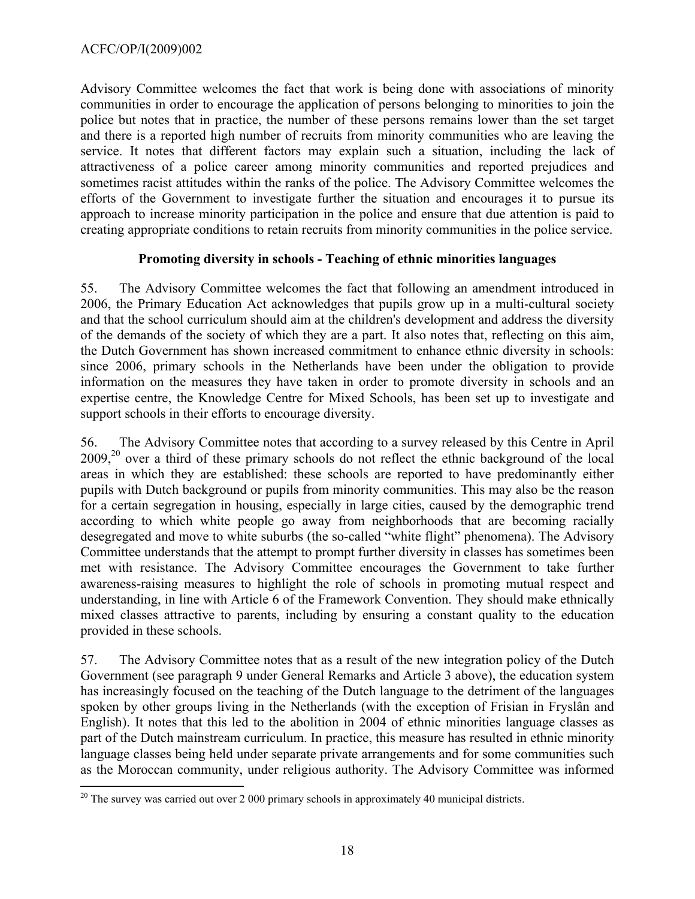Advisory Committee welcomes the fact that work is being done with associations of minority communities in order to encourage the application of persons belonging to minorities to join the police but notes that in practice, the number of these persons remains lower than the set target and there is a reported high number of recruits from minority communities who are leaving the service. It notes that different factors may explain such a situation, including the lack of attractiveness of a police career among minority communities and reported prejudices and sometimes racist attitudes within the ranks of the police. The Advisory Committee welcomes the efforts of the Government to investigate further the situation and encourages it to pursue its approach to increase minority participation in the police and ensure that due attention is paid to creating appropriate conditions to retain recruits from minority communities in the police service.

**Promoting diversity in schools - Teaching of ethnic minorities languages**

55. The Advisory Committee welcomes the fact that following an amendment introduced in 2006, the Primary Education Act acknowledges that pupils grow up in a multi-cultural society and that the school curriculum should aim at the children's development and address the diversity of the demands of the society of which they are a part. It also notes that, reflecting on this aim, the Dutch Government has shown increased commitment to enhance ethnic diversity in schools: since 2006, primary schools in the Netherlands have been under the obligation to provide information on the measures they have taken in order to promote diversity in schools and an expertise centre, the Knowledge Centre for Mixed Schools, has been set up to investigate and support schools in their efforts to encourage diversity.

56. The Advisory Committee notes that according to a survey released by this Centre in April 2009,[20] over a third of these primary schools do not reflect the ethnic background of the local areas in which they are established: these schools are reported to have predominantly either pupils with Dutch background or pupils from minority communities. This may also be the reason for a certain segregation in housing, especially in large cities, caused by the demographic trend according to which white people go away from neighborhoods that are becoming racially desegregated and move to white suburbs (the so-called "white flight" phenomena). The Advisory Committee understands that the attempt to prompt further diversity in classes has sometimes been met with resistance. The Advisory Committee encourages the Government to take further awareness-raising measures to highlight the role of schools in promoting mutual respect and understanding, in line with Article 6 of the Framework Convention. They should make ethnically mixed classes attractive to parents, including by ensuring a constant quality to the education provided in these schools.

57. The Advisory Committee notes that as a result of the new integration policy of the Dutch Government (see paragraph 9 under General Remarks and Article 3 above), the education system has increasingly focused on the teaching of the Dutch language to the detriment of the languages spoken by other groups living in the Netherlands (with the exception of Frisian in Fryslân and English). It notes that this led to the abolition in 2004 of ethnic minorities language classes as part of the Dutch mainstream curriculum. In practice, this measure has resulted in ethnic minority language classes being held under separate private arrangements and for some communities such as the Moroccan community, under religious authority. The Advisory Committee was informed

[20] The survey was carried out over 2 000 primary schools in approximately 40 municipal districts.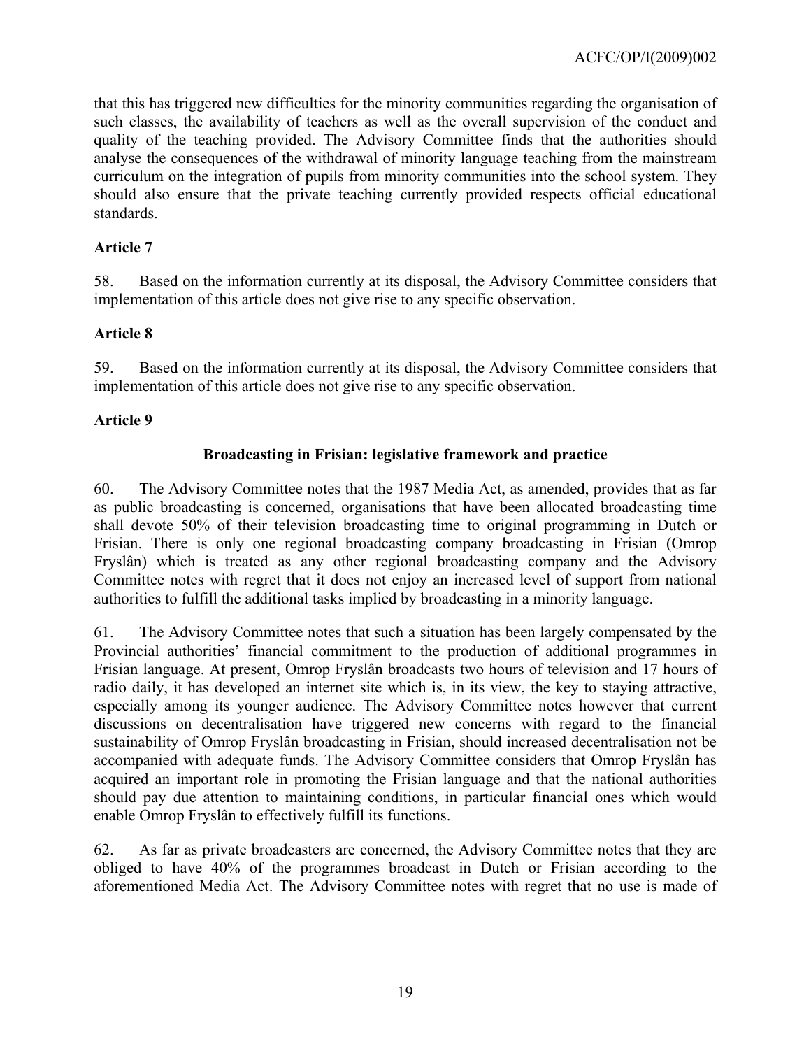that this has triggered new difficulties for the minority communities regarding the organisation of such classes, the availability of teachers as well as the overall supervision of the conduct and quality of the teaching provided. The Advisory Committee finds that the authorities should analyse the consequences of the withdrawal of minority language teaching from the mainstream curriculum on the integration of pupils from minority communities into the school system. They should also ensure that the private teaching currently provided respects official educational standards.

**Article 7**

58. Based on the information currently at its disposal, the Advisory Committee considers that implementation of this article does not give rise to any specific observation.

**Article 8**

59. Based on the information currently at its disposal, the Advisory Committee considers that implementation of this article does not give rise to any specific observation.

**Article 9**

**Broadcasting in Frisian: legislative framework and practice**

60. The Advisory Committee notes that the 1987 Media Act, as amended, provides that as far as public broadcasting is concerned, organisations that have been allocated broadcasting time shall devote 50% of their television broadcasting time to original programming in Dutch or Frisian. There is only one regional broadcasting company broadcasting in Frisian (Omrop Fryslân) which is treated as any other regional broadcasting company and the Advisory Committee notes with regret that it does not enjoy an increased level of support from national authorities to fulfill the additional tasks implied by broadcasting in a minority language.

61. The Advisory Committee notes that such a situation has been largely compensated by the Provincial authorities' financial commitment to the production of additional programmes in Frisian language. At present, Omrop Fryslân broadcasts two hours of television and 17 hours of radio daily, it has developed an internet site which is, in its view, the key to staying attractive, especially among its younger audience. The Advisory Committee notes however that current discussions on decentralisation have triggered new concerns with regard to the financial sustainability of Omrop Fryslân broadcasting in Frisian, should increased decentralisation not be accompanied with adequate funds. The Advisory Committee considers that Omrop Fryslân has acquired an important role in promoting the Frisian language and that the national authorities should pay due attention to maintaining conditions, in particular financial ones which would enable Omrop Fryslân to effectively fulfill its functions.

62. As far as private broadcasters are concerned, the Advisory Committee notes that they are obliged to have 40% of the programmes broadcast in Dutch or Frisian according to the aforementioned Media Act. The Advisory Committee notes with regret that no use is made of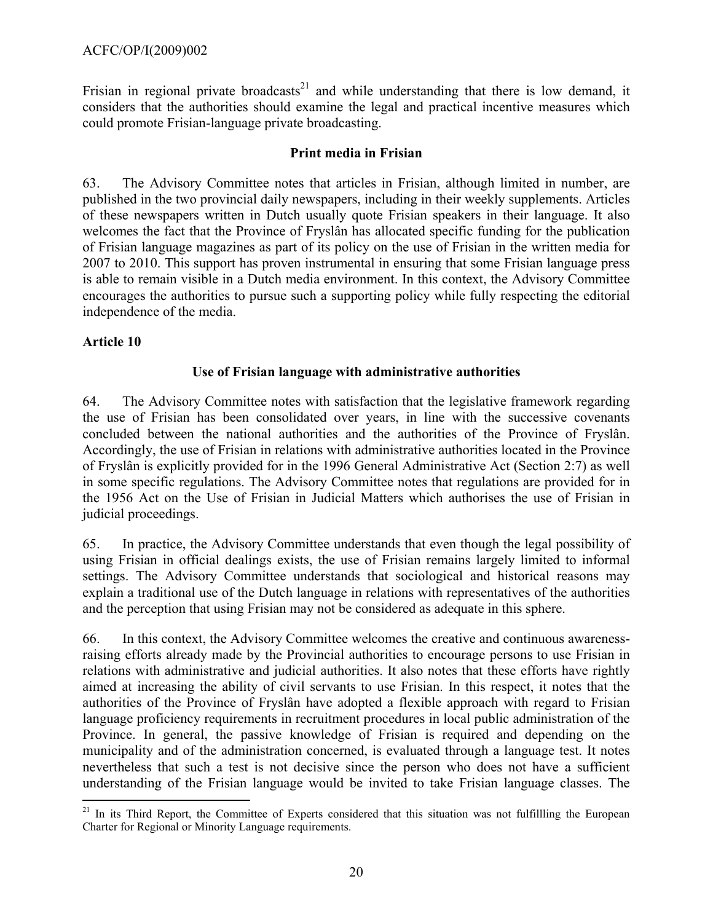Frisian in regional private broadcasts[21] and while understanding that there is low demand, it considers that the authorities should examine the legal and practical incentive measures which could promote Frisian-language private broadcasting.

### Print media in Frisian

63. The Advisory Committee notes that articles in Frisian, although limited in number, are published in the two provincial daily newspapers, including in their weekly supplements. Articles of these newspapers written in Dutch usually quote Frisian speakers in their language. It also welcomes the fact that the Province of Fryslân has allocated specific funding for the publication of Frisian language magazines as part of its policy on the use of Frisian in the written media for 2007 to 2010. This support has proven instrumental in ensuring that some Frisian language press is able to remain visible in a Dutch media environment. In this context, the Advisory Committee encourages the authorities to pursue such a supporting policy while fully respecting the editorial independence of the media.

## Article 10

### Use of Frisian language with administrative authorities

64. The Advisory Committee notes with satisfaction that the legislative framework regarding the use of Frisian has been consolidated over years, in line with the successive covenants concluded between the national authorities and the authorities of the Province of Fryslân. Accordingly, the use of Frisian in relations with administrative authorities located in the Province of Fryslân is explicitly provided for in the 1996 General Administrative Act (Section 2:7) as well in some specific regulations. The Advisory Committee notes that regulations are provided for in the 1956 Act on the Use of Frisian in Judicial Matters which authorises the use of Frisian in judicial proceedings.

65. In practice, the Advisory Committee understands that even though the legal possibility of using Frisian in official dealings exists, the use of Frisian remains largely limited to informal settings. The Advisory Committee understands that sociological and historical reasons may explain a traditional use of the Dutch language in relations with representatives of the authorities and the perception that using Frisian may not be considered as adequate in this sphere.

66. In this context, the Advisory Committee welcomes the creative and continuous awareness-raising efforts already made by the Provincial authorities to encourage persons to use Frisian in relations with administrative and judicial authorities. It also notes that these efforts have rightly aimed at increasing the ability of civil servants to use Frisian. In this respect, it notes that the authorities of the Province of Fryslân have adopted a flexible approach with regard to Frisian language proficiency requirements in recruitment procedures in local public administration of the Province. In general, the passive knowledge of Frisian is required and depending on the municipality and of the administration concerned, is evaluated through a language test. It notes nevertheless that such a test is not decisive since the person who does not have a sufficient understanding of the Frisian language would be invited to take Frisian language classes. The

---

[21] In its Third Report, the Committee of Experts considered that this situation was not fulfillling the European Charter for Regional or Minority Language requirements.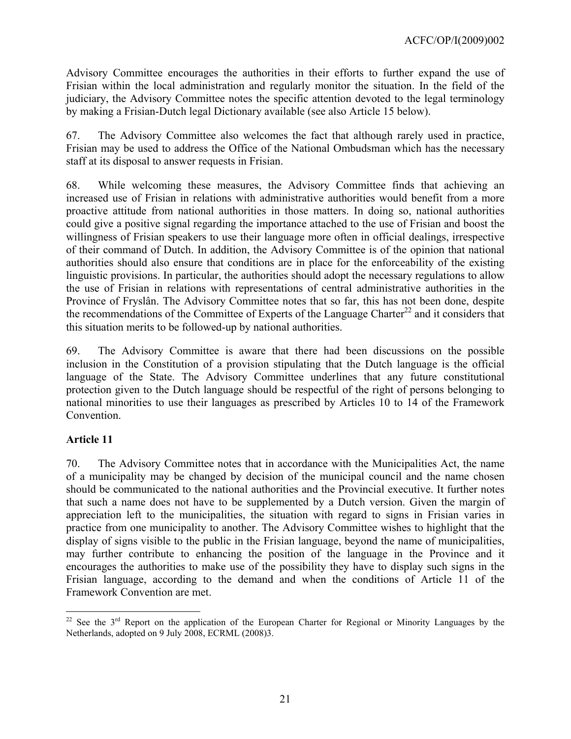Advisory Committee encourages the authorities in their efforts to further expand the use of Frisian within the local administration and regularly monitor the situation. In the field of the judiciary, the Advisory Committee notes the specific attention devoted to the legal terminology by making a Frisian-Dutch legal Dictionary available (see also Article 15 below).

67. The Advisory Committee also welcomes the fact that although rarely used in practice, Frisian may be used to address the Office of the National Ombudsman which has the necessary staff at its disposal to answer requests in Frisian.

68. While welcoming these measures, the Advisory Committee finds that achieving an increased use of Frisian in relations with administrative authorities would benefit from a more proactive attitude from national authorities in those matters. In doing so, national authorities could give a positive signal regarding the importance attached to the use of Frisian and boost the willingness of Frisian speakers to use their language more often in official dealings, irrespective of their command of Dutch. In addition, the Advisory Committee is of the opinion that national authorities should also ensure that conditions are in place for the enforceability of the existing linguistic provisions. In particular, the authorities should adopt the necessary regulations to allow the use of Frisian in relations with representations of central administrative authorities in the Province of Fryslân. The Advisory Committee notes that so far, this has not been done, despite the recommendations of the Committee of Experts of the Language Charter[22] and it considers that this situation merits to be followed-up by national authorities.

69. The Advisory Committee is aware that there had been discussions on the possible inclusion in the Constitution of a provision stipulating that the Dutch language is the official language of the State. The Advisory Committee underlines that any future constitutional protection given to the Dutch language should be respectful of the right of persons belonging to national minorities to use their languages as prescribed by Articles 10 to 14 of the Framework Convention.

**Article 11**

70. The Advisory Committee notes that in accordance with the Municipalities Act, the name of a municipality may be changed by decision of the municipal council and the name chosen should be communicated to the national authorities and the Provincial executive. It further notes that such a name does not have to be supplemented by a Dutch version. Given the margin of appreciation left to the municipalities, the situation with regard to signs in Frisian varies in practice from one municipality to another. The Advisory Committee wishes to highlight that the display of signs visible to the public in the Frisian language, beyond the name of municipalities, may further contribute to enhancing the position of the language in the Province and it encourages the authorities to make use of the possibility they have to display such signs in the Frisian language, according to the demand and when the conditions of Article 11 of the Framework Convention are met.

---

[22] See the 3rd Report on the application of the European Charter for Regional or Minority Languages by the Netherlands, adopted on 9 July 2008, ECRML (2008)3.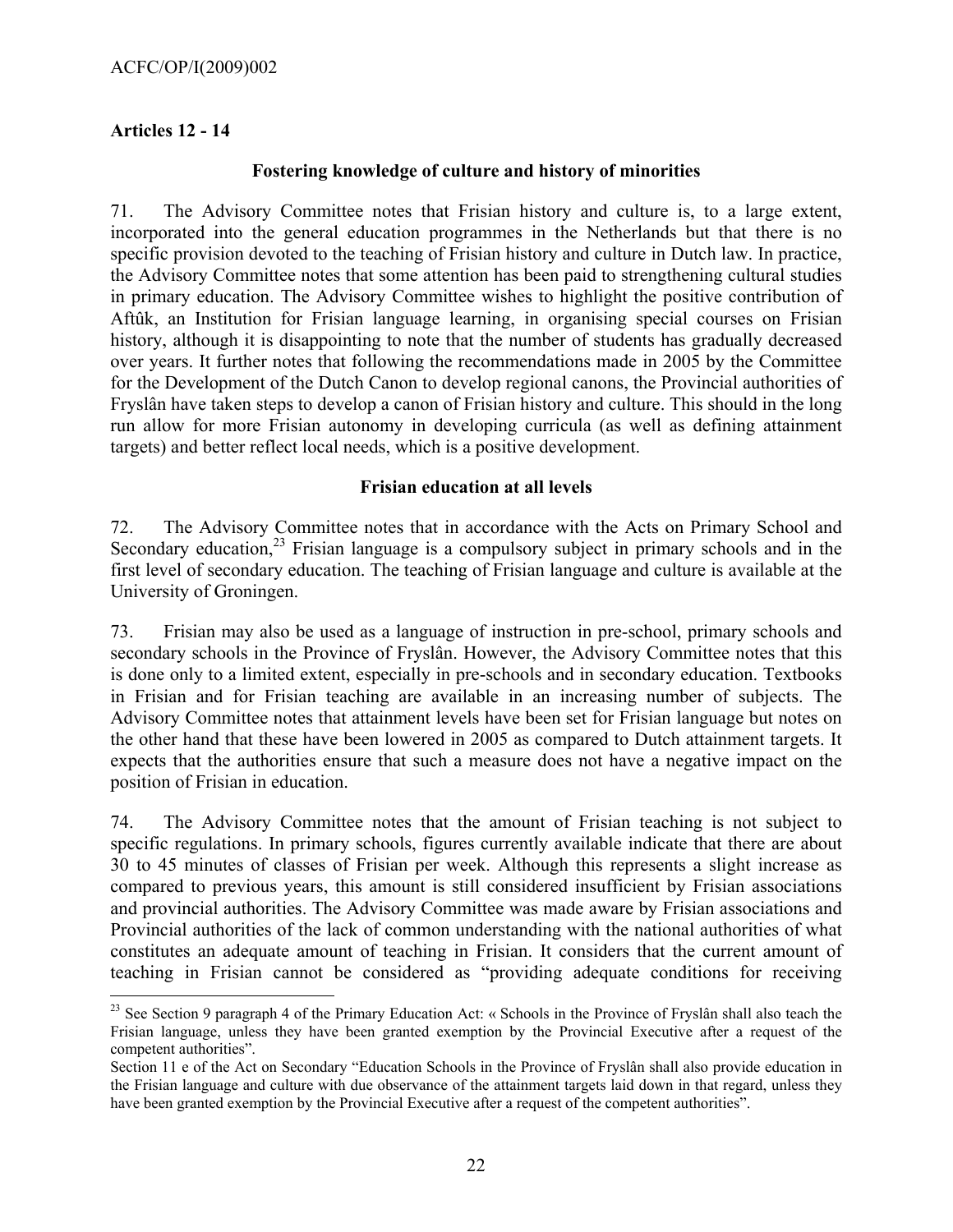## Articles 12 - 14

### Fostering knowledge of culture and history of minorities

71. The Advisory Committee notes that Frisian history and culture is, to a large extent, incorporated into the general education programmes in the Netherlands but that there is no specific provision devoted to the teaching of Frisian history and culture in Dutch law. In practice, the Advisory Committee notes that some attention has been paid to strengthening cultural studies in primary education. The Advisory Committee wishes to highlight the positive contribution of Aftûk, an Institution for Frisian language learning, in organising special courses on Frisian history, although it is disappointing to note that the number of students has gradually decreased over years. It further notes that following the recommendations made in 2005 by the Committee for the Development of the Dutch Canon to develop regional canons, the Provincial authorities of Fryslân have taken steps to develop a canon of Frisian history and culture. This should in the long run allow for more Frisian autonomy in developing curricula (as well as defining attainment targets) and better reflect local needs, which is a positive development.

### Frisian education at all levels

72. The Advisory Committee notes that in accordance with the Acts on Primary School and Secondary education,[23] Frisian language is a compulsory subject in primary schools and in the first level of secondary education. The teaching of Frisian language and culture is available at the University of Groningen.

73. Frisian may also be used as a language of instruction in pre-school, primary schools and secondary schools in the Province of Fryslân. However, the Advisory Committee notes that this is done only to a limited extent, especially in pre-schools and in secondary education. Textbooks in Frisian and for Frisian teaching are available in an increasing number of subjects. The Advisory Committee notes that attainment levels have been set for Frisian language but notes on the other hand that these have been lowered in 2005 as compared to Dutch attainment targets. It expects that the authorities ensure that such a measure does not have a negative impact on the position of Frisian in education.

74. The Advisory Committee notes that the amount of Frisian teaching is not subject to specific regulations. In primary schools, figures currently available indicate that there are about 30 to 45 minutes of classes of Frisian per week. Although this represents a slight increase as compared to previous years, this amount is still considered insufficient by Frisian associations and provincial authorities. The Advisory Committee was made aware by Frisian associations and Provincial authorities of the lack of common understanding with the national authorities of what constitutes an adequate amount of teaching in Frisian. It considers that the current amount of teaching in Frisian cannot be considered as "providing adequate conditions for receiving

---

[23] See Section 9 paragraph 4 of the Primary Education Act: « Schools in the Province of Fryslân shall also teach the Frisian language, unless they have been granted exemption by the Provincial Executive after a request of the competent authorities".

Section 11 e of the Act on Secondary "Education Schools in the Province of Fryslân shall also provide education in the Frisian language and culture with due observance of the attainment targets laid down in that regard, unless they have been granted exemption by the Provincial Executive after a request of the competent authorities".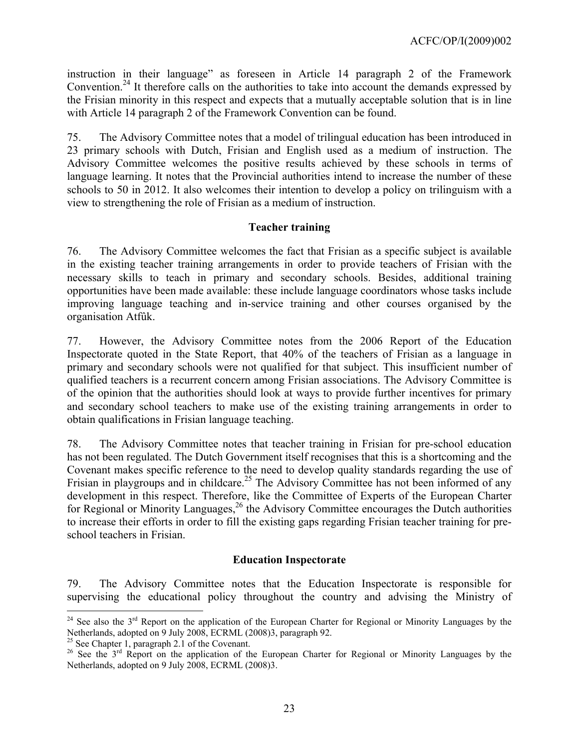instruction in their language" as foreseen in Article 14 paragraph 2 of the Framework Convention.[24] It therefore calls on the authorities to take into account the demands expressed by the Frisian minority in this respect and expects that a mutually acceptable solution that is in line with Article 14 paragraph 2 of the Framework Convention can be found.

75. The Advisory Committee notes that a model of trilingual education has been introduced in 23 primary schools with Dutch, Frisian and English used as a medium of instruction. The Advisory Committee welcomes the positive results achieved by these schools in terms of language learning. It notes that the Provincial authorities intend to increase the number of these schools to 50 in 2012. It also welcomes their intention to develop a policy on trilinguism with a view to strengthening the role of Frisian as a medium of instruction.

**Teacher training**

76. The Advisory Committee welcomes the fact that Frisian as a specific subject is available in the existing teacher training arrangements in order to provide teachers of Frisian with the necessary skills to teach in primary and secondary schools. Besides, additional training opportunities have been made available: these include language coordinators whose tasks include improving language teaching and in-service training and other courses organised by the organisation Atfûk.

77. However, the Advisory Committee notes from the 2006 Report of the Education Inspectorate quoted in the State Report, that 40% of the teachers of Frisian as a language in primary and secondary schools were not qualified for that subject. This insufficient number of qualified teachers is a recurrent concern among Frisian associations. The Advisory Committee is of the opinion that the authorities should look at ways to provide further incentives for primary and secondary school teachers to make use of the existing training arrangements in order to obtain qualifications in Frisian language teaching.

78. The Advisory Committee notes that teacher training in Frisian for pre-school education has not been regulated. The Dutch Government itself recognises that this is a shortcoming and the Covenant makes specific reference to the need to develop quality standards regarding the use of Frisian in playgroups and in childcare.[25] The Advisory Committee has not been informed of any development in this respect. Therefore, like the Committee of Experts of the European Charter for Regional or Minority Languages,[26] the Advisory Committee encourages the Dutch authorities to increase their efforts in order to fill the existing gaps regarding Frisian teacher training for pre-school teachers in Frisian.

**Education Inspectorate**

79. The Advisory Committee notes that the Education Inspectorate is responsible for supervising the educational policy throughout the country and advising the Ministry of

---

[24] See also the 3rd Report on the application of the European Charter for Regional or Minority Languages by the Netherlands, adopted on 9 July 2008, ECRML (2008)3, paragraph 92.

[25] See Chapter 1, paragraph 2.1 of the Covenant.

[26] See the 3rd Report on the application of the European Charter for Regional or Minority Languages by the Netherlands, adopted on 9 July 2008, ECRML (2008)3.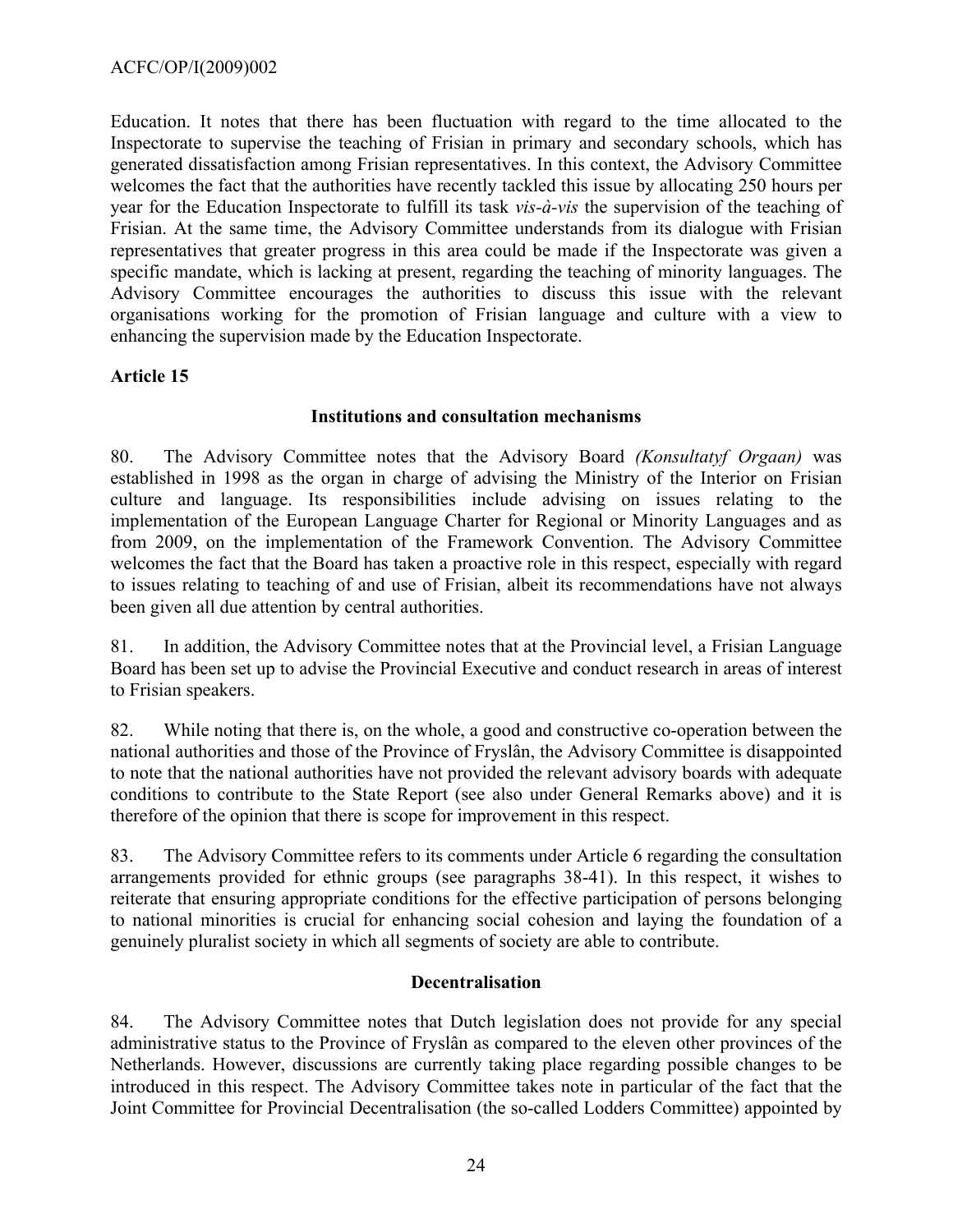Education. It notes that there has been fluctuation with regard to the time allocated to the Inspectorate to supervise the teaching of Frisian in primary and secondary schools, which has generated dissatisfaction among Frisian representatives. In this context, the Advisory Committee welcomes the fact that the authorities have recently tackled this issue by allocating 250 hours per year for the Education Inspectorate to fulfill its task *vis-à-vis* the supervision of the teaching of Frisian. At the same time, the Advisory Committee understands from its dialogue with Frisian representatives that greater progress in this area could be made if the Inspectorate was given a specific mandate, which is lacking at present, regarding the teaching of minority languages. The Advisory Committee encourages the authorities to discuss this issue with the relevant organisations working for the promotion of Frisian language and culture with a view to enhancing the supervision made by the Education Inspectorate.

## Article 15

### Institutions and consultation mechanisms

80. The Advisory Committee notes that the Advisory Board *(Konsultatyf Orgaan)* was established in 1998 as the organ in charge of advising the Ministry of the Interior on Frisian culture and language. Its responsibilities include advising on issues relating to the implementation of the European Language Charter for Regional or Minority Languages and as from 2009, on the implementation of the Framework Convention. The Advisory Committee welcomes the fact that the Board has taken a proactive role in this respect, especially with regard to issues relating to teaching of and use of Frisian, albeit its recommendations have not always been given all due attention by central authorities.

81. In addition, the Advisory Committee notes that at the Provincial level, a Frisian Language Board has been set up to advise the Provincial Executive and conduct research in areas of interest to Frisian speakers.

82. While noting that there is, on the whole, a good and constructive co-operation between the national authorities and those of the Province of Fryslân, the Advisory Committee is disappointed to note that the national authorities have not provided the relevant advisory boards with adequate conditions to contribute to the State Report (see also under General Remarks above) and it is therefore of the opinion that there is scope for improvement in this respect.

83. The Advisory Committee refers to its comments under Article 6 regarding the consultation arrangements provided for ethnic groups (see paragraphs 38-41). In this respect, it wishes to reiterate that ensuring appropriate conditions for the effective participation of persons belonging to national minorities is crucial for enhancing social cohesion and laying the foundation of a genuinely pluralist society in which all segments of society are able to contribute.

### Decentralisation

84. The Advisory Committee notes that Dutch legislation does not provide for any special administrative status to the Province of Fryslân as compared to the eleven other provinces of the Netherlands. However, discussions are currently taking place regarding possible changes to be introduced in this respect. The Advisory Committee takes note in particular of the fact that the Joint Committee for Provincial Decentralisation (the so-called Lodders Committee) appointed by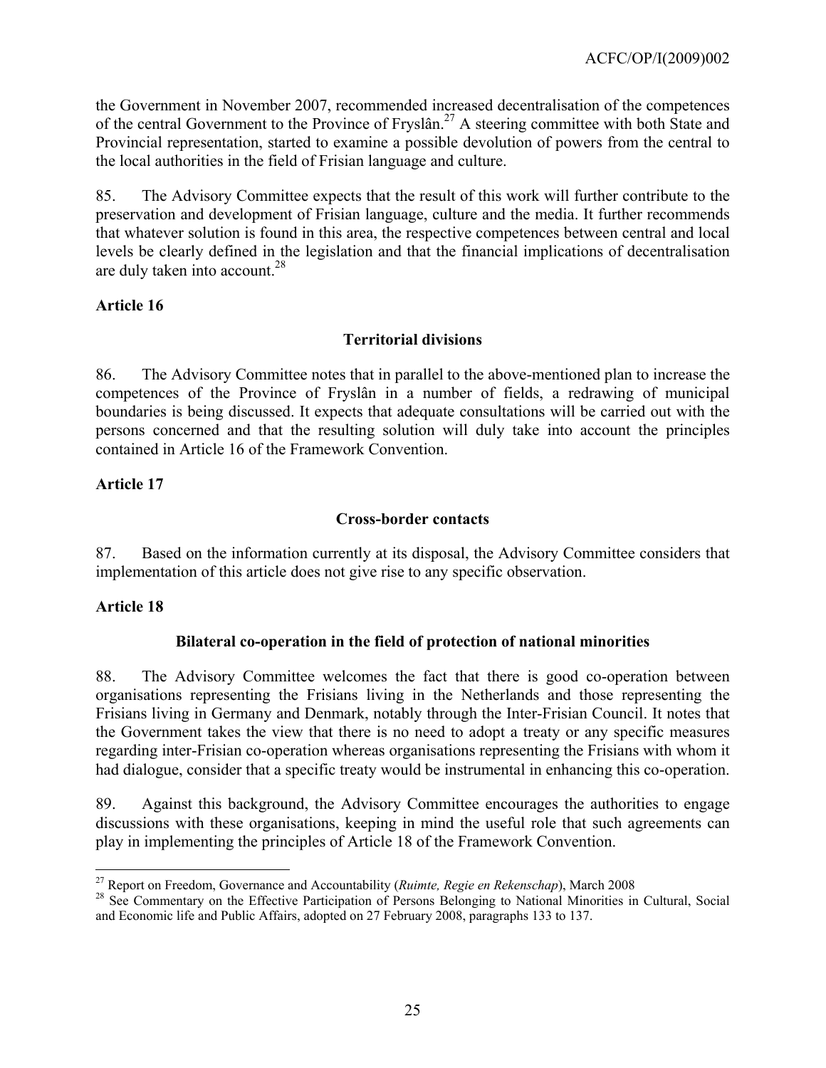the Government in November 2007, recommended increased decentralisation of the competences of the central Government to the Province of Fryslân.[27] A steering committee with both State and Provincial representation, started to examine a possible devolution of powers from the central to the local authorities in the field of Frisian language and culture.

85. The Advisory Committee expects that the result of this work will further contribute to the preservation and development of Frisian language, culture and the media. It further recommends that whatever solution is found in this area, the respective competences between central and local levels be clearly defined in the legislation and that the financial implications of decentralisation are duly taken into account.[28]

**Article 16**

**Territorial divisions**

86. The Advisory Committee notes that in parallel to the above-mentioned plan to increase the competences of the Province of Fryslân in a number of fields, a redrawing of municipal boundaries is being discussed. It expects that adequate consultations will be carried out with the persons concerned and that the resulting solution will duly take into account the principles contained in Article 16 of the Framework Convention.

**Article 17**

**Cross-border contacts**

87. Based on the information currently at its disposal, the Advisory Committee considers that implementation of this article does not give rise to any specific observation.

**Article 18**

**Bilateral co-operation in the field of protection of national minorities**

88. The Advisory Committee welcomes the fact that there is good co-operation between organisations representing the Frisians living in the Netherlands and those representing the Frisians living in Germany and Denmark, notably through the Inter-Frisian Council. It notes that the Government takes the view that there is no need to adopt a treaty or any specific measures regarding inter-Frisian co-operation whereas organisations representing the Frisians with whom it had dialogue, consider that a specific treaty would be instrumental in enhancing this co-operation.

89. Against this background, the Advisory Committee encourages the authorities to engage discussions with these organisations, keeping in mind the useful role that such agreements can play in implementing the principles of Article 18 of the Framework Convention.

---

[27] Report on Freedom, Governance and Accountability (*Ruimte, Regie en Rekenschap*), March 2008

[28] See Commentary on the Effective Participation of Persons Belonging to National Minorities in Cultural, Social and Economic life and Public Affairs, adopted on 27 February 2008, paragraphs 133 to 137.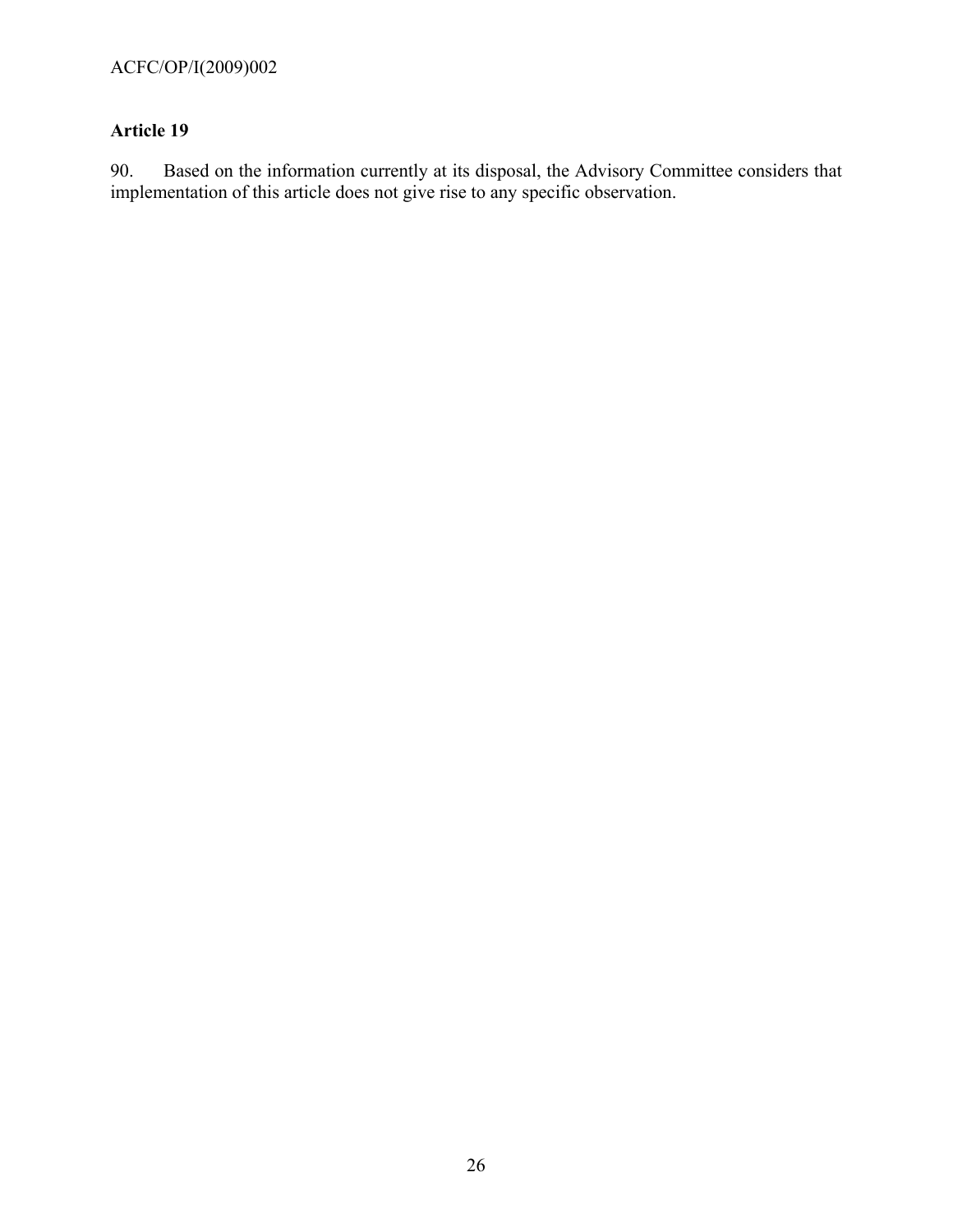### Article 19

90. Based on the information currently at its disposal, the Advisory Committee considers that implementation of this article does not give rise to any specific observation.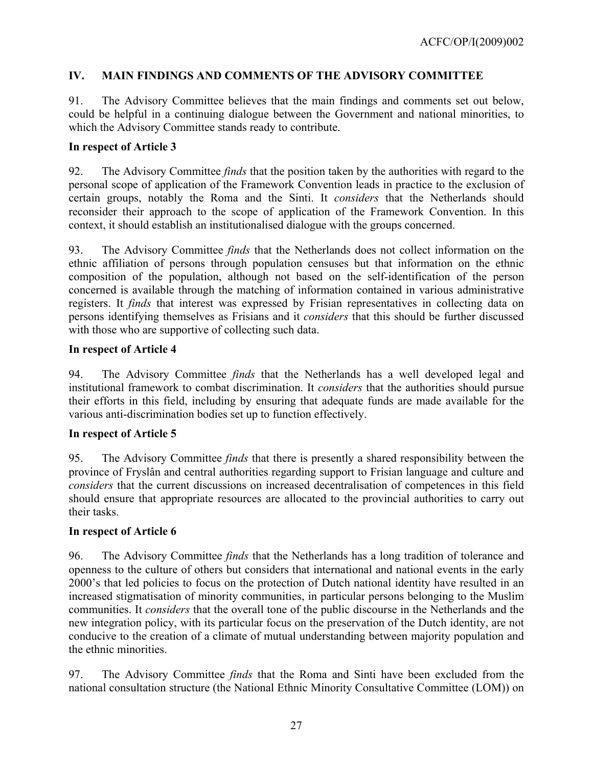## IV. MAIN FINDINGS AND COMMENTS OF THE ADVISORY COMMITTEE

91. The Advisory Committee believes that the main findings and comments set out below, could be helpful in a continuing dialogue between the Government and national minorities, to which the Advisory Committee stands ready to contribute.

### In respect of Article 3

92. The Advisory Committee *finds* that the position taken by the authorities with regard to the personal scope of application of the Framework Convention leads in practice to the exclusion of certain groups, notably the Roma and the Sinti. It *considers* that the Netherlands should reconsider their approach to the scope of application of the Framework Convention. In this context, it should establish an institutionalised dialogue with the groups concerned.

93. The Advisory Committee *finds* that the Netherlands does not collect information on the ethnic affiliation of persons through population censuses but that information on the ethnic composition of the population, although not based on the self-identification of the person concerned is available through the matching of information contained in various administrative registers. It *finds* that interest was expressed by Frisian representatives in collecting data on persons identifying themselves as Frisians and it *considers* that this should be further discussed with those who are supportive of collecting such data.

### In respect of Article 4

94. The Advisory Committee *finds* that the Netherlands has a well developed legal and institutional framework to combat discrimination. It *considers* that the authorities should pursue their efforts in this field, including by ensuring that adequate funds are made available for the various anti-discrimination bodies set up to function effectively.

### In respect of Article 5

95. The Advisory Committee *finds* that there is presently a shared responsibility between the province of Fryslân and central authorities regarding support to Frisian language and culture and *considers* that the current discussions on increased decentralisation of competences in this field should ensure that appropriate resources are allocated to the provincial authorities to carry out their tasks.

### In respect of Article 6

96. The Advisory Committee *finds* that the Netherlands has a long tradition of tolerance and openness to the culture of others but considers that international and national events in the early 2000's that led policies to focus on the protection of Dutch national identity have resulted in an increased stigmatisation of minority communities, in particular persons belonging to the Muslim communities. It *considers* that the overall tone of the public discourse in the Netherlands and the new integration policy, with its particular focus on the preservation of the Dutch identity, are not conducive to the creation of a climate of mutual understanding between majority population and the ethnic minorities.

97. The Advisory Committee *finds* that the Roma and Sinti have been excluded from the national consultation structure (the National Ethnic Minority Consultative Committee (LOM)) on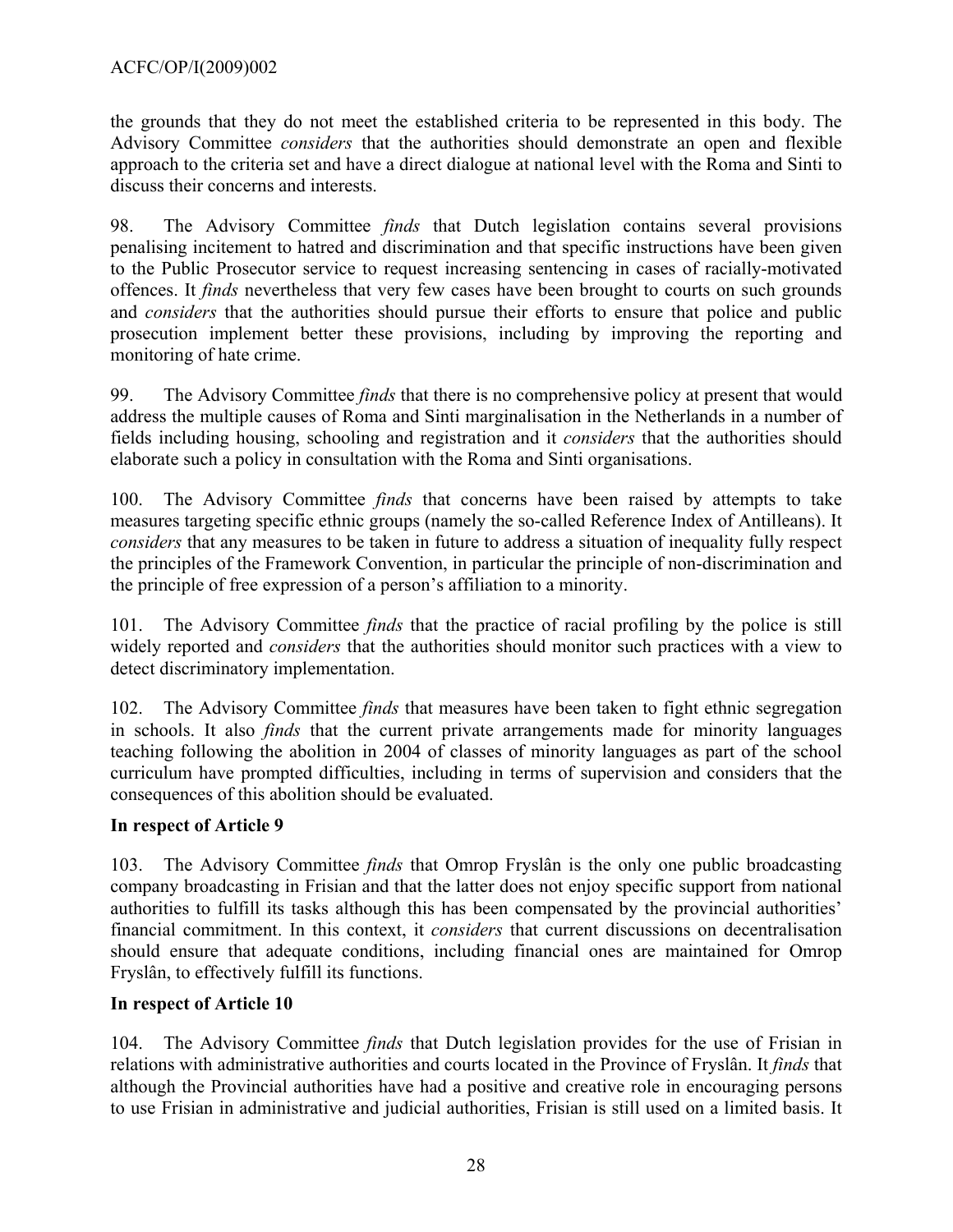the grounds that they do not meet the established criteria to be represented in this body. The Advisory Committee *considers* that the authorities should demonstrate an open and flexible approach to the criteria set and have a direct dialogue at national level with the Roma and Sinti to discuss their concerns and interests.

98. The Advisory Committee *finds* that Dutch legislation contains several provisions penalising incitement to hatred and discrimination and that specific instructions have been given to the Public Prosecutor service to request increasing sentencing in cases of racially-motivated offences. It *finds* nevertheless that very few cases have been brought to courts on such grounds and *considers* that the authorities should pursue their efforts to ensure that police and public prosecution implement better these provisions, including by improving the reporting and monitoring of hate crime.

99. The Advisory Committee *finds* that there is no comprehensive policy at present that would address the multiple causes of Roma and Sinti marginalisation in the Netherlands in a number of fields including housing, schooling and registration and it *considers* that the authorities should elaborate such a policy in consultation with the Roma and Sinti organisations.

100. The Advisory Committee *finds* that concerns have been raised by attempts to take measures targeting specific ethnic groups (namely the so-called Reference Index of Antilleans). It *considers* that any measures to be taken in future to address a situation of inequality fully respect the principles of the Framework Convention, in particular the principle of non-discrimination and the principle of free expression of a person's affiliation to a minority.

101. The Advisory Committee *finds* that the practice of racial profiling by the police is still widely reported and *considers* that the authorities should monitor such practices with a view to detect discriminatory implementation.

102. The Advisory Committee *finds* that measures have been taken to fight ethnic segregation in schools. It also *finds* that the current private arrangements made for minority languages teaching following the abolition in 2004 of classes of minority languages as part of the school curriculum have prompted difficulties, including in terms of supervision and considers that the consequences of this abolition should be evaluated.

**In respect of Article 9**

103. The Advisory Committee *finds* that Omrop Fryslân is the only one public broadcasting company broadcasting in Frisian and that the latter does not enjoy specific support from national authorities to fulfill its tasks although this has been compensated by the provincial authorities' financial commitment. In this context, it *considers* that current discussions on decentralisation should ensure that adequate conditions, including financial ones are maintained for Omrop Fryslân, to effectively fulfill its functions.

**In respect of Article 10**

104. The Advisory Committee *finds* that Dutch legislation provides for the use of Frisian in relations with administrative authorities and courts located in the Province of Fryslân. It *finds* that although the Provincial authorities have had a positive and creative role in encouraging persons to use Frisian in administrative and judicial authorities, Frisian is still used on a limited basis. It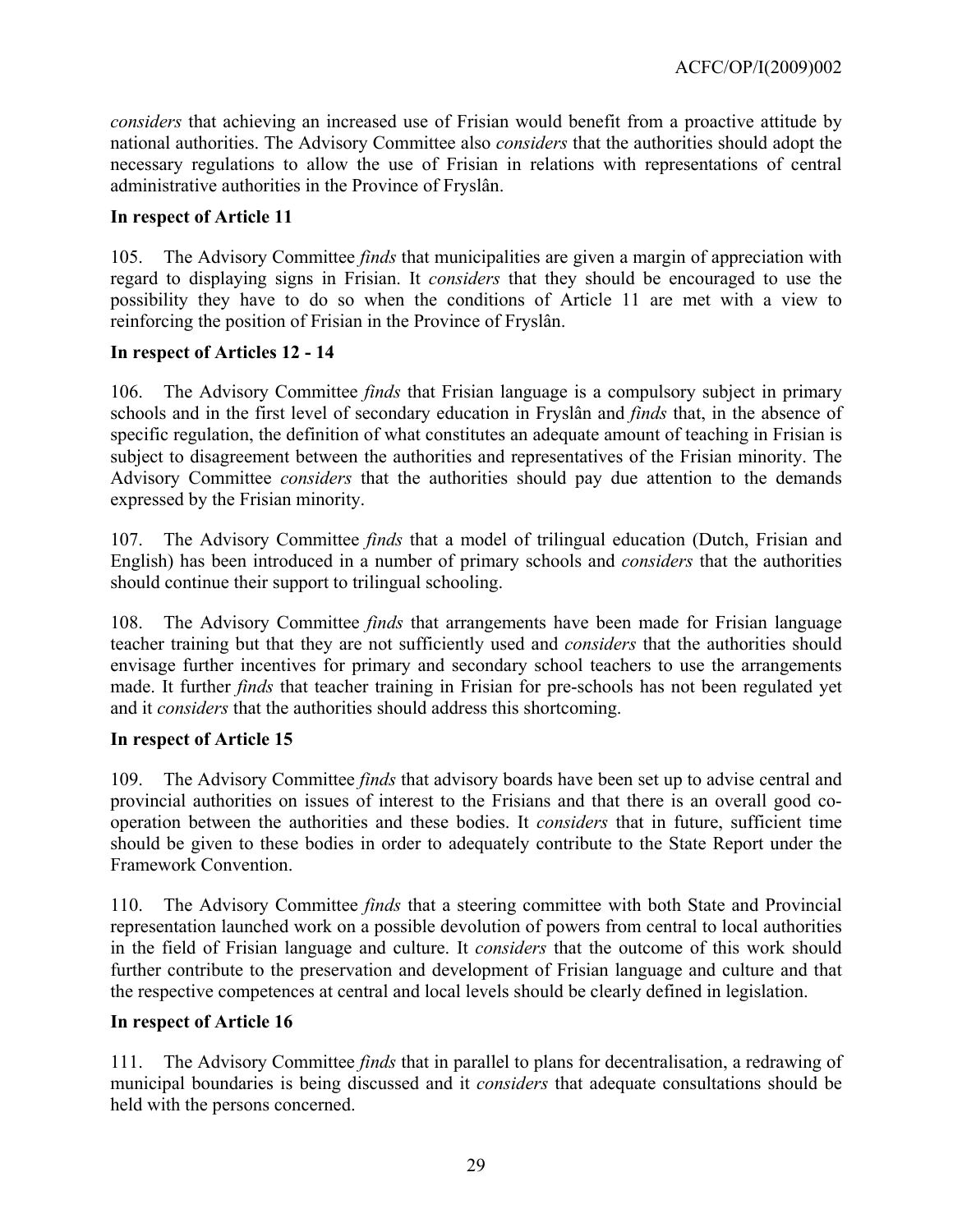*considers* that achieving an increased use of Frisian would benefit from a proactive attitude by national authorities. The Advisory Committee also *considers* that the authorities should adopt the necessary regulations to allow the use of Frisian in relations with representations of central administrative authorities in the Province of Fryslân.

**In respect of Article 11**

105. The Advisory Committee *finds* that municipalities are given a margin of appreciation with regard to displaying signs in Frisian. It *considers* that they should be encouraged to use the possibility they have to do so when the conditions of Article 11 are met with a view to reinforcing the position of Frisian in the Province of Fryslân.

**In respect of Articles 12 - 14**

106. The Advisory Committee *finds* that Frisian language is a compulsory subject in primary schools and in the first level of secondary education in Fryslân and *finds* that, in the absence of specific regulation, the definition of what constitutes an adequate amount of teaching in Frisian is subject to disagreement between the authorities and representatives of the Frisian minority. The Advisory Committee *considers* that the authorities should pay due attention to the demands expressed by the Frisian minority.

107. The Advisory Committee *finds* that a model of trilingual education (Dutch, Frisian and English) has been introduced in a number of primary schools and *considers* that the authorities should continue their support to trilingual schooling.

108. The Advisory Committee *finds* that arrangements have been made for Frisian language teacher training but that they are not sufficiently used and *considers* that the authorities should envisage further incentives for primary and secondary school teachers to use the arrangements made. It further *finds* that teacher training in Frisian for pre-schools has not been regulated yet and it *considers* that the authorities should address this shortcoming.

**In respect of Article 15**

109. The Advisory Committee *finds* that advisory boards have been set up to advise central and provincial authorities on issues of interest to the Frisians and that there is an overall good co-operation between the authorities and these bodies. It *considers* that in future, sufficient time should be given to these bodies in order to adequately contribute to the State Report under the Framework Convention.

110. The Advisory Committee *finds* that a steering committee with both State and Provincial representation launched work on a possible devolution of powers from central to local authorities in the field of Frisian language and culture. It *considers* that the outcome of this work should further contribute to the preservation and development of Frisian language and culture and that the respective competences at central and local levels should be clearly defined in legislation.

**In respect of Article 16**

111. The Advisory Committee *finds* that in parallel to plans for decentralisation, a redrawing of municipal boundaries is being discussed and it *considers* that adequate consultations should be held with the persons concerned.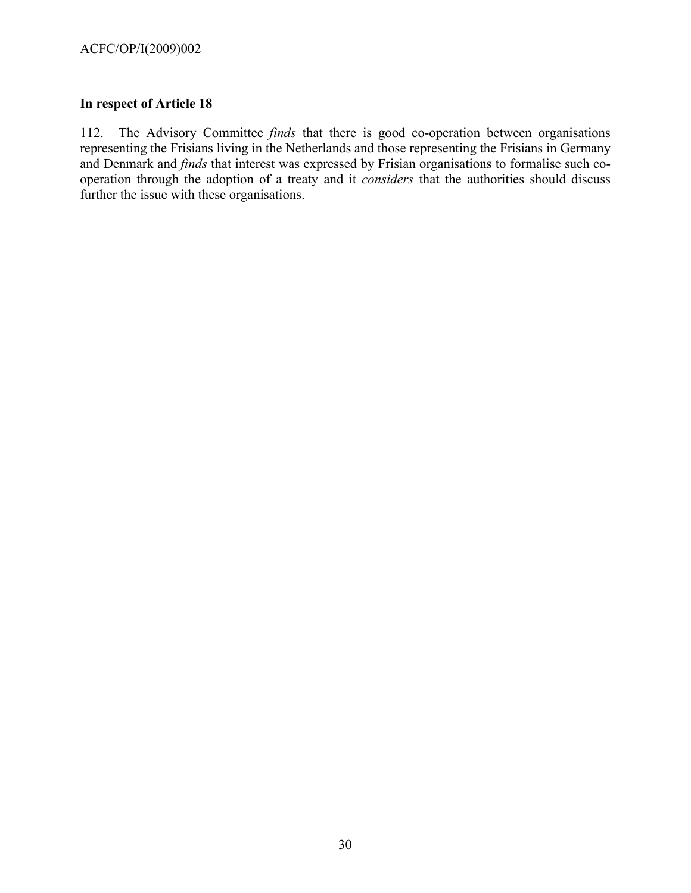### In respect of Article 18

112. The Advisory Committee *finds* that there is good co-operation between organisations representing the Frisians living in the Netherlands and those representing the Frisians in Germany and Denmark and *finds* that interest was expressed by Frisian organisations to formalise such co-operation through the adoption of a treaty and it *considers* that the authorities should discuss further the issue with these organisations.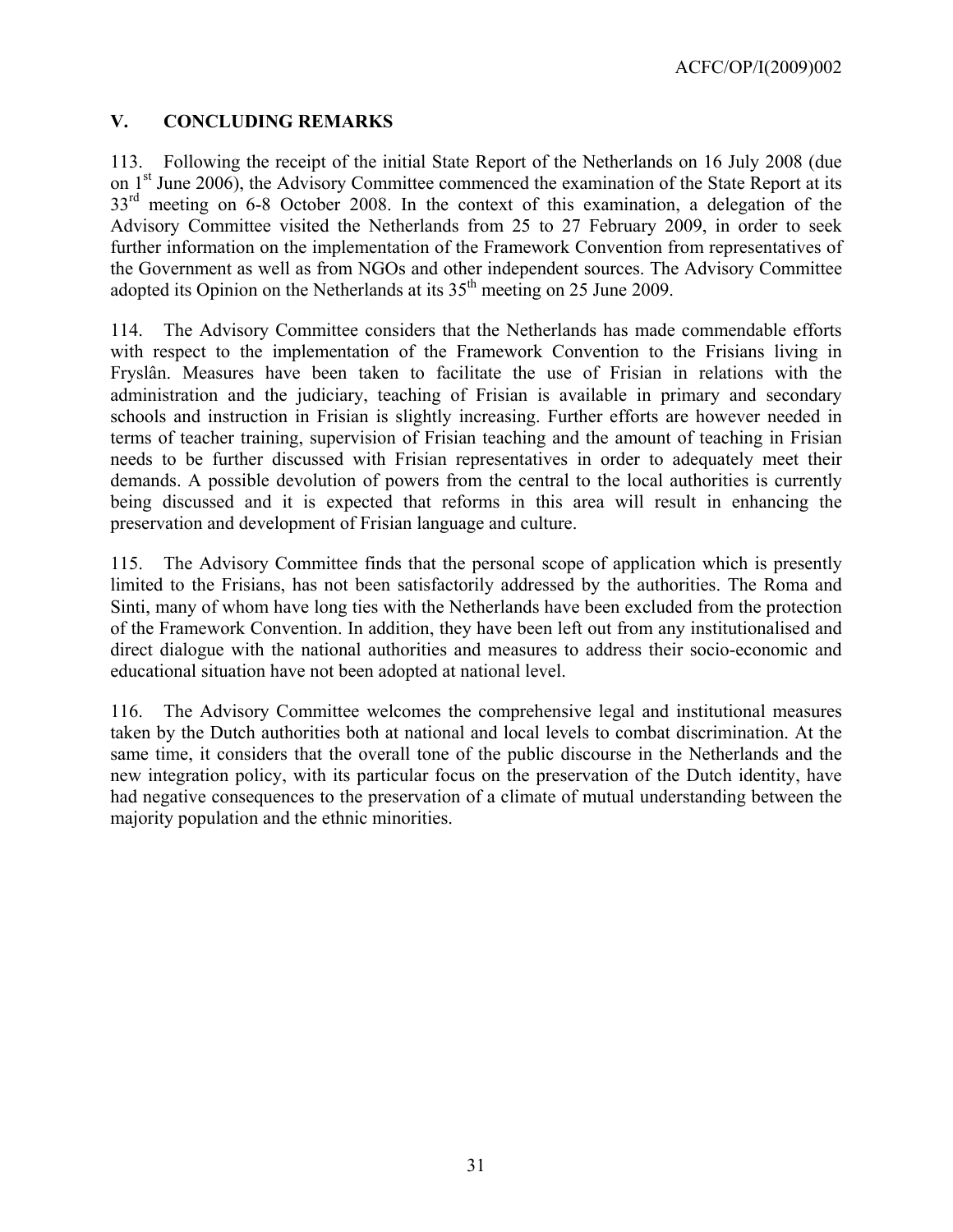## V. CONCLUDING REMARKS

113. Following the receipt of the initial State Report of the Netherlands on 16 July 2008 (due on 1st June 2006), the Advisory Committee commenced the examination of the State Report at its 33rd meeting on 6-8 October 2008. In the context of this examination, a delegation of the Advisory Committee visited the Netherlands from 25 to 27 February 2009, in order to seek further information on the implementation of the Framework Convention from representatives of the Government as well as from NGOs and other independent sources. The Advisory Committee adopted its Opinion on the Netherlands at its 35th meeting on 25 June 2009.

114. The Advisory Committee considers that the Netherlands has made commendable efforts with respect to the implementation of the Framework Convention to the Frisians living in Fryslân. Measures have been taken to facilitate the use of Frisian in relations with the administration and the judiciary, teaching of Frisian is available in primary and secondary schools and instruction in Frisian is slightly increasing. Further efforts are however needed in terms of teacher training, supervision of Frisian teaching and the amount of teaching in Frisian needs to be further discussed with Frisian representatives in order to adequately meet their demands. A possible devolution of powers from the central to the local authorities is currently being discussed and it is expected that reforms in this area will result in enhancing the preservation and development of Frisian language and culture.

115. The Advisory Committee finds that the personal scope of application which is presently limited to the Frisians, has not been satisfactorily addressed by the authorities. The Roma and Sinti, many of whom have long ties with the Netherlands have been excluded from the protection of the Framework Convention. In addition, they have been left out from any institutionalised and direct dialogue with the national authorities and measures to address their socio-economic and educational situation have not been adopted at national level.

116. The Advisory Committee welcomes the comprehensive legal and institutional measures taken by the Dutch authorities both at national and local levels to combat discrimination. At the same time, it considers that the overall tone of the public discourse in the Netherlands and the new integration policy, with its particular focus on the preservation of the Dutch identity, have had negative consequences to the preservation of a climate of mutual understanding between the majority population and the ethnic minorities.